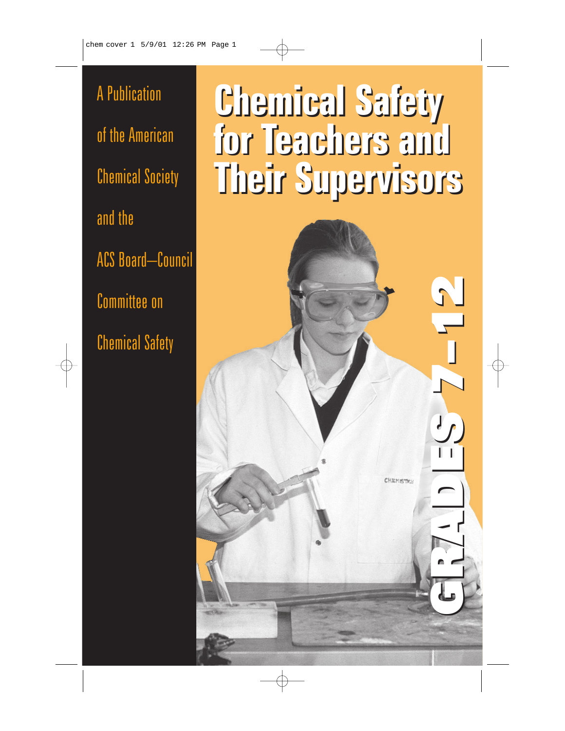# Chemical Safety for Teachers and Their Supervisors

## GRADES 7–12

A Publication of the American Chemical Society and the ACS Board–Council Committee on Chemical Safety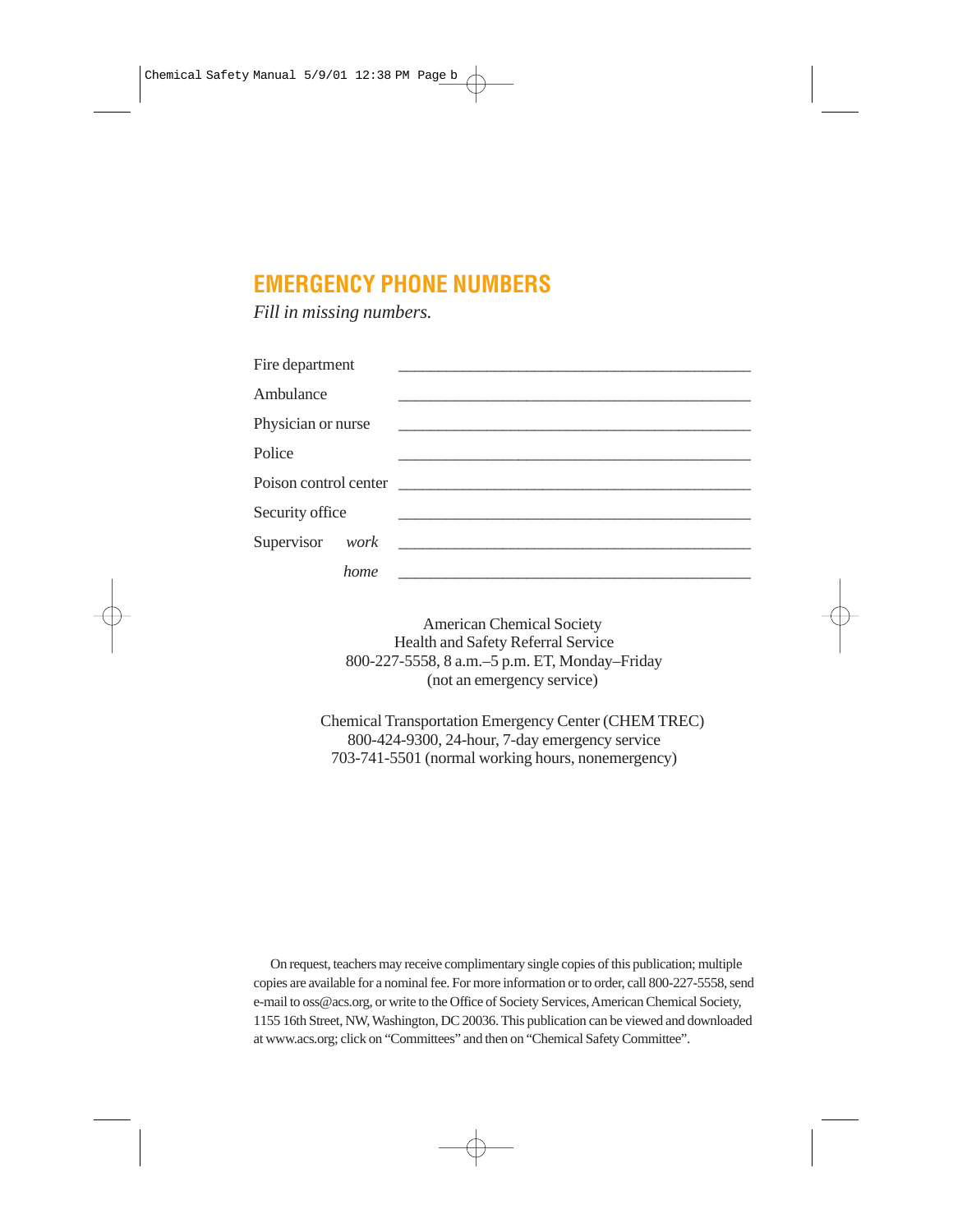# EMERGENCY PHONE NUMBERS

*Fill in missing numbers.*

| | |
|---|---|
| Fire department | _______________________________________ |
| Ambulance | _______________________________________ |
| Physician or nurse | _______________________________________ |
| Police | _______________________________________ |
| Poison control center | _______________________________________ |
| Security office | _______________________________________ |
| Supervisor *work* | _______________________________________ |
| *home* | _______________________________________ |

American Chemical Society
Health and Safety Referral Service
800-227-5558, 8 a.m.–5 p.m. ET, Monday–Friday
(not an emergency service)

Chemical Transportation Emergency Center (CHEM TREC)
800-424-9300, 24-hour, 7-day emergency service
703-741-5501 (normal working hours, nonemergency)

On request, teachers may receive complimentary single copies of this publication; multiple copies are available for a nominal fee. For more information or to order, call 800-227-5558, send e-mail to oss@acs.org, or write to the Office of Society Services, American Chemical Society, 1155 16th Street, NW, Washington, DC 20036. This publication can be viewed and downloaded at www.acs.org; click on "Committees" and then on "Chemical Safety Committee".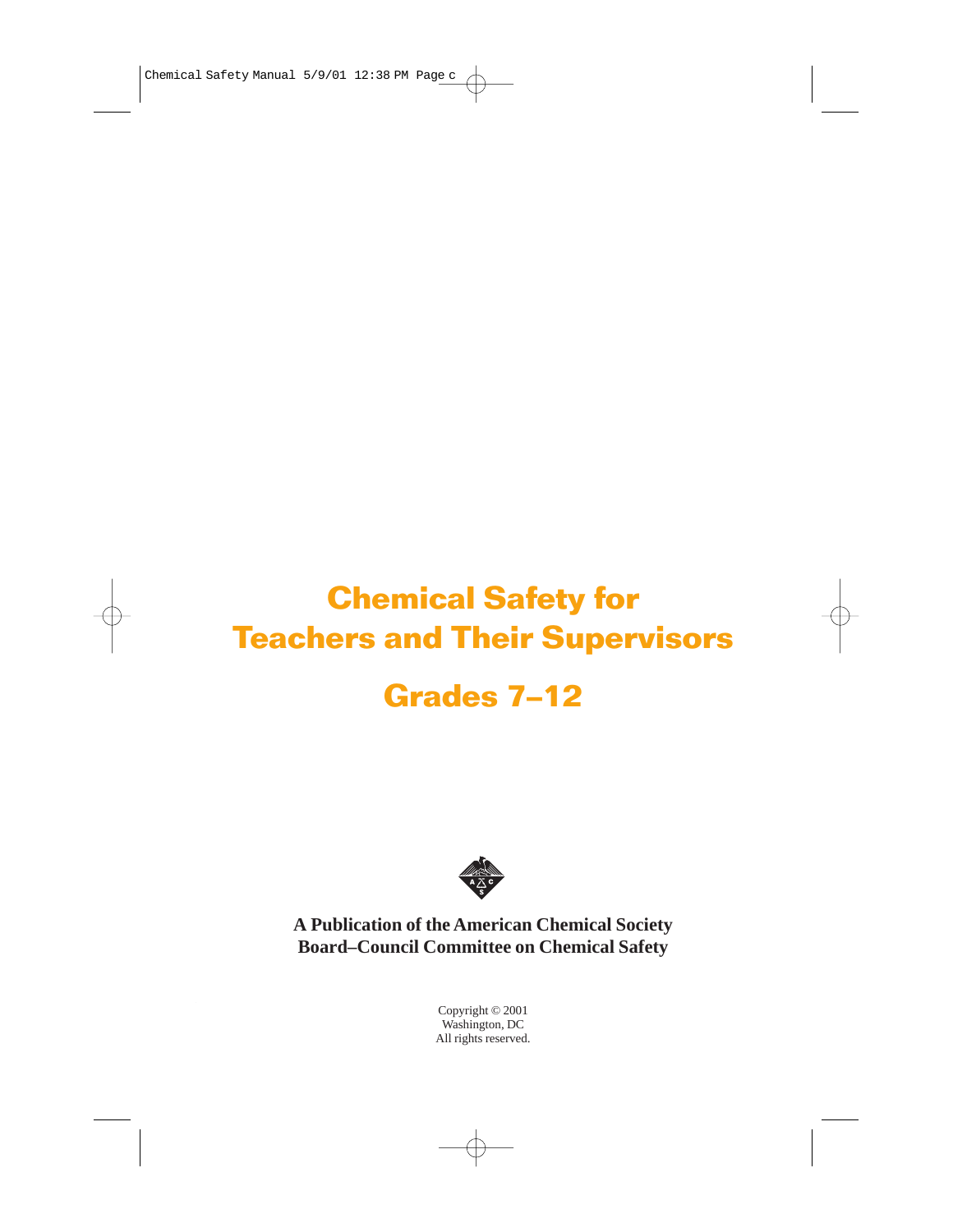# Chemical Safety for Teachers and Their Supervisors

## Grades 7–12

**A Publication of the American Chemical Society Board–Council Committee on Chemical Safety**

Copyright © 2001
Washington, DC
All rights reserved.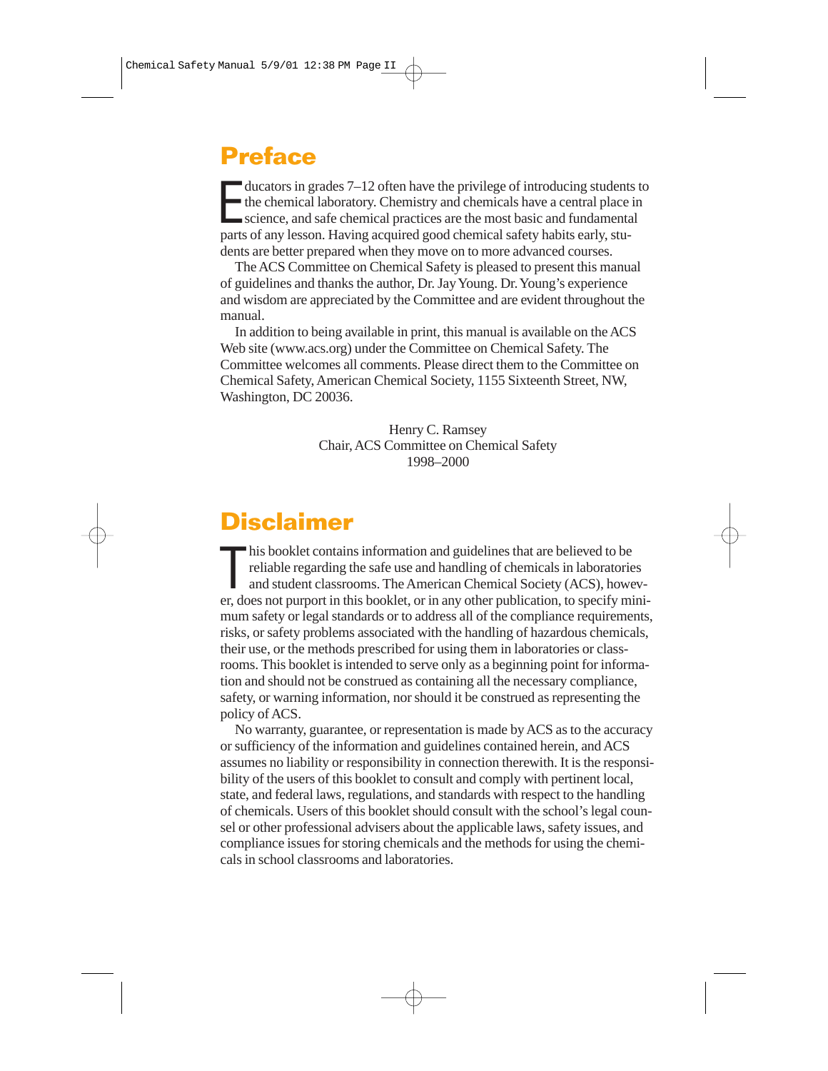# Preface

Educators in grades 7–12 often have the privilege of introducing students to the chemical laboratory. Chemistry and chemicals have a central place in science, and safe chemical practices are the most basic and fundamental parts of any lesson. Having acquired good chemical safety habits early, students are better prepared when they move on to more advanced courses.

The ACS Committee on Chemical Safety is pleased to present this manual of guidelines and thanks the author, Dr. Jay Young. Dr. Young's experience and wisdom are appreciated by the Committee and are evident throughout the manual.

In addition to being available in print, this manual is available on the ACS Web site (www.acs.org) under the Committee on Chemical Safety. The Committee welcomes all comments. Please direct them to the Committee on Chemical Safety, American Chemical Society, 1155 Sixteenth Street, NW, Washington, DC 20036.

Henry C. Ramsey
Chair, ACS Committee on Chemical Safety
1998–2000

# Disclaimer

This booklet contains information and guidelines that are believed to be reliable regarding the safe use and handling of chemicals in laboratories and student classrooms. The American Chemical Society (ACS), however, does not purport in this booklet, or in any other publication, to specify minimum safety or legal standards or to address all of the compliance requirements, risks, or safety problems associated with the handling of hazardous chemicals, their use, or the methods prescribed for using them in laboratories or classrooms. This booklet is intended to serve only as a beginning point for information and should not be construed as containing all the necessary compliance, safety, or warning information, nor should it be construed as representing the policy of ACS.

No warranty, guarantee, or representation is made by ACS as to the accuracy or sufficiency of the information and guidelines contained herein, and ACS assumes no liability or responsibility in connection therewith. It is the responsibility of the users of this booklet to consult and comply with pertinent local, state, and federal laws, regulations, and standards with respect to the handling of chemicals. Users of this booklet should consult with the school's legal counsel or other professional advisers about the applicable laws, safety issues, and compliance issues for storing chemicals and the methods for using the chemicals in school classrooms and laboratories.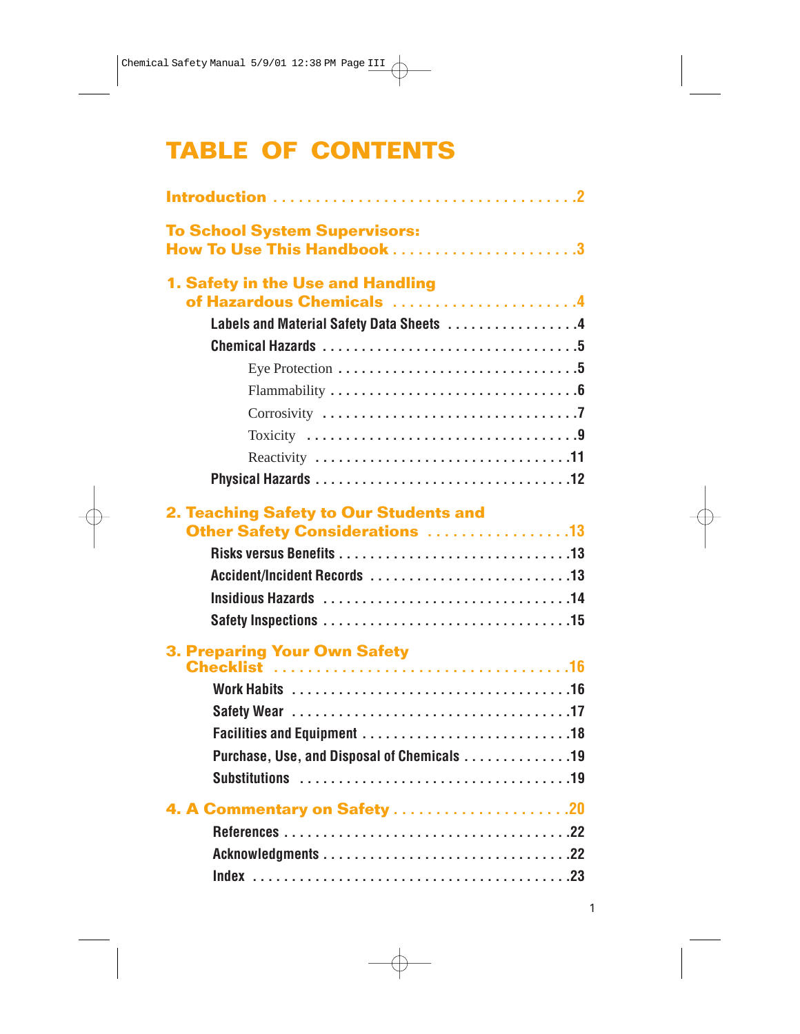# TABLE OF CONTENTS

**Introduction** . . . . . . . . . . . . . . . . . . . . . . . . . . . . . . . . . . .2

**To School System Supervisors: How To Use This Handbook** . . . . . . . . . . . . . . . . . . . . . .3

**1. Safety in the Use and Handling of Hazardous Chemicals** . . . . . . . . . . . . . . . . . . . . . .4

- **Labels and Material Safety Data Sheets** . . . . . . . . . . . . . . . . .4
- **Chemical Hazards** . . . . . . . . . . . . . . . . . . . . . . . . . . . . . . . .5
  - Eye Protection . . . . . . . . . . . . . . . . . . . . . . . . . . . . .5
  - Flammability . . . . . . . . . . . . . . . . . . . . . . . . . . . . . .6
  - Corrosivity . . . . . . . . . . . . . . . . . . . . . . . . . . . . . . .7
  - Toxicity . . . . . . . . . . . . . . . . . . . . . . . . . . . . . . . . . .9
  - Reactivity . . . . . . . . . . . . . . . . . . . . . . . . . . . . . . . .11
- **Physical Hazards** . . . . . . . . . . . . . . . . . . . . . . . . . . . . . . . .12

**2. Teaching Safety to Our Students and Other Safety Considerations** . . . . . . . . . . . . . . . . .13

- **Risks versus Benefits** . . . . . . . . . . . . . . . . . . . . . . . . . . . . .13
- **Accident/Incident Records** . . . . . . . . . . . . . . . . . . . . . . . . .13
- **Insidious Hazards** . . . . . . . . . . . . . . . . . . . . . . . . . . . . . . .14
- **Safety Inspections** . . . . . . . . . . . . . . . . . . . . . . . . . . . . . . .15

**3. Preparing Your Own Safety Checklist** . . . . . . . . . . . . . . . . . . . . . . . . . . . . . . . . . .16

- **Work Habits** . . . . . . . . . . . . . . . . . . . . . . . . . . . . . . . . . . .16
- **Safety Wear** . . . . . . . . . . . . . . . . . . . . . . . . . . . . . . . . . . .17
- **Facilities and Equipment** . . . . . . . . . . . . . . . . . . . . . . . . . . .18
- **Purchase, Use, and Disposal of Chemicals** . . . . . . . . . . . . . .19
- **Substitutions** . . . . . . . . . . . . . . . . . . . . . . . . . . . . . . . . . .19

**4. A Commentary on Safety** . . . . . . . . . . . . . . . . . . . . .20

- **References** . . . . . . . . . . . . . . . . . . . . . . . . . . . . . . . . . . . .22
- **Acknowledgments** . . . . . . . . . . . . . . . . . . . . . . . . . . . . . . .22
- **Index** . . . . . . . . . . . . . . . . . . . . . . . . . . . . . . . . . . . . . . .23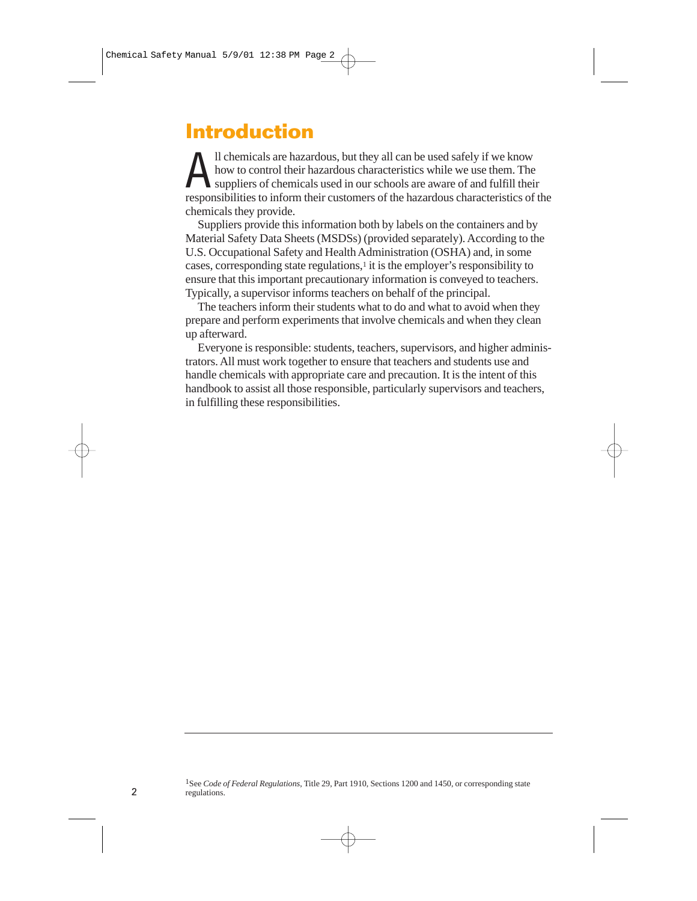# Introduction

All chemicals are hazardous, but they all can be used safely if we know how to control their hazardous characteristics while we use them. The suppliers of chemicals used in our schools are aware of and fulfill their responsibilities to inform their customers of the hazardous characteristics of the chemicals they provide.

Suppliers provide this information both by labels on the containers and by Material Safety Data Sheets (MSDSs) (provided separately). According to the U.S. Occupational Safety and Health Administration (OSHA) and, in some cases, corresponding state regulations,[1] it is the employer's responsibility to ensure that this important precautionary information is conveyed to teachers. Typically, a supervisor informs teachers on behalf of the principal.

The teachers inform their students what to do and what to avoid when they prepare and perform experiments that involve chemicals and when they clean up afterward.

Everyone is responsible: students, teachers, supervisors, and higher administrators. All must work together to ensure that teachers and students use and handle chemicals with appropriate care and precaution. It is the intent of this handbook to assist all those responsible, particularly supervisors and teachers, in fulfilling these responsibilities.

---

[1]See *Code of Federal Regulations*, Title 29, Part 1910, Sections 1200 and 1450, or corresponding state regulations.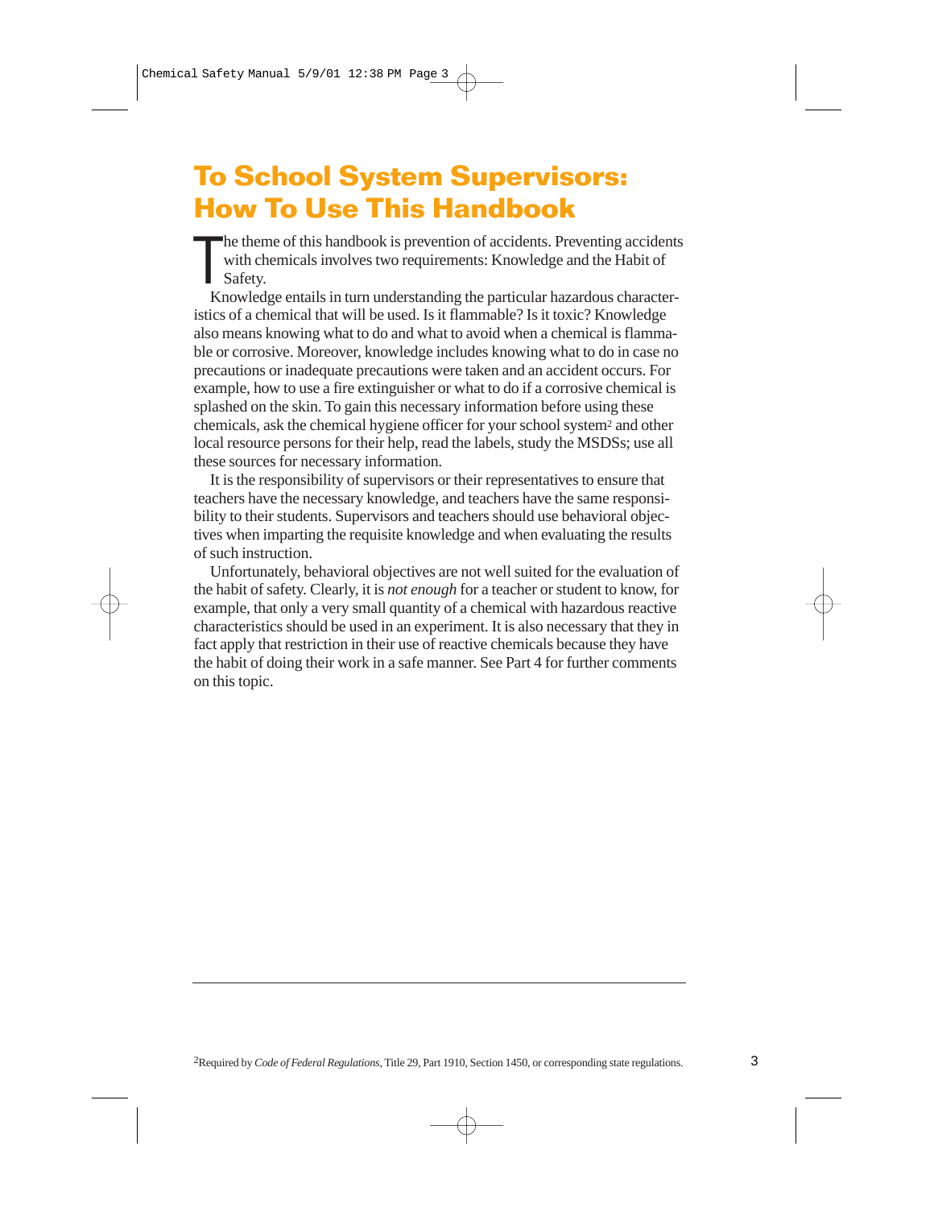# To School System Supervisors: How To Use This Handbook

The theme of this handbook is prevention of accidents. Preventing accidents with chemicals involves two requirements: Knowledge and the Habit of Safety.

Knowledge entails in turn understanding the particular hazardous characteristics of a chemical that will be used. Is it flammable? Is it toxic? Knowledge also means knowing what to do and what to avoid when a chemical is flammable or corrosive. Moreover, knowledge includes knowing what to do in case no precautions or inadequate precautions were taken and an accident occurs. For example, how to use a fire extinguisher or what to do if a corrosive chemical is splashed on the skin. To gain this necessary information before using these chemicals, ask the chemical hygiene officer for your school system[2] and other local resource persons for their help, read the labels, study the MSDSs; use all these sources for necessary information.

It is the responsibility of supervisors or their representatives to ensure that teachers have the necessary knowledge, and teachers have the same responsibility to their students. Supervisors and teachers should use behavioral objectives when imparting the requisite knowledge and when evaluating the results of such instruction.

Unfortunately, behavioral objectives are not well suited for the evaluation of the habit of safety. Clearly, it is *not enough* for a teacher or student to know, for example, that only a very small quantity of a chemical with hazardous reactive characteristics should be used in an experiment. It is also necessary that they in fact apply that restriction in their use of reactive chemicals because they have the habit of doing their work in a safe manner. See Part 4 for further comments on this topic.

---

[2] Required by *Code of Federal Regulations*, Title 29, Part 1910, Section 1450, or corresponding state regulations.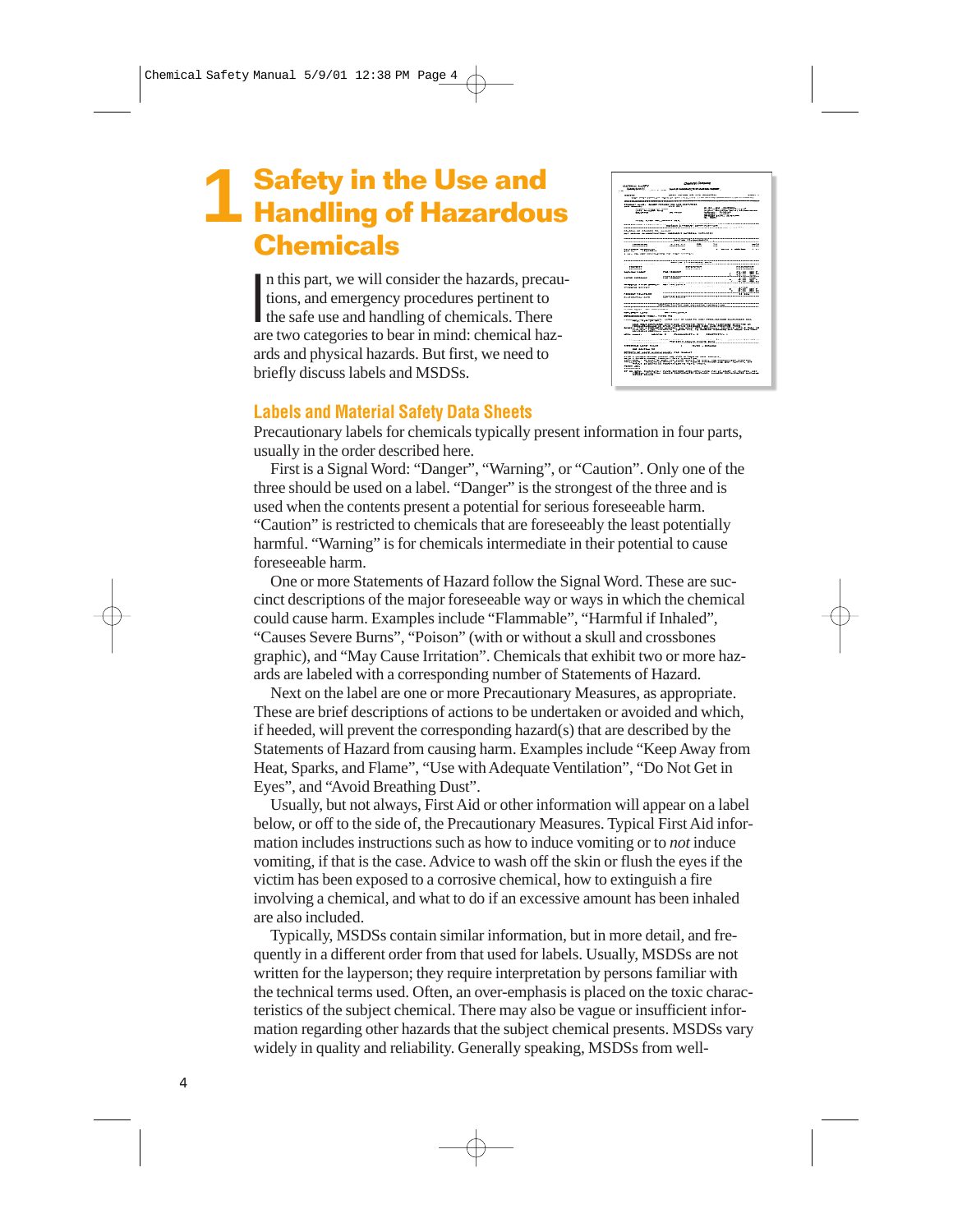# 1 Safety in the Use and Handling of Hazardous Chemicals

In this part, we will consider the hazards, precautions, and emergency procedures pertinent to the safe use and handling of chemicals. There are two categories to bear in mind: chemical hazards and physical hazards. But first, we need to briefly discuss labels and MSDSs.

## Labels and Material Safety Data Sheets

Precautionary labels for chemicals typically present information in four parts, usually in the order described here.

First is a Signal Word: "Danger", "Warning", or "Caution". Only one of the three should be used on a label. "Danger" is the strongest of the three and is used when the contents present a potential for serious foreseeable harm. "Caution" is restricted to chemicals that are foreseeably the least potentially harmful. "Warning" is for chemicals intermediate in their potential to cause foreseeable harm.

One or more Statements of Hazard follow the Signal Word. These are succinct descriptions of the major foreseeable way or ways in which the chemical could cause harm. Examples include "Flammable", "Harmful if Inhaled", "Causes Severe Burns", "Poison" (with or without a skull and crossbones graphic), and "May Cause Irritation". Chemicals that exhibit two or more hazards are labeled with a corresponding number of Statements of Hazard.

Next on the label are one or more Precautionary Measures, as appropriate. These are brief descriptions of actions to be undertaken or avoided and which, if heeded, will prevent the corresponding hazard(s) that are described by the Statements of Hazard from causing harm. Examples include "Keep Away from Heat, Sparks, and Flame", "Use with Adequate Ventilation", "Do Not Get in Eyes", and "Avoid Breathing Dust".

Usually, but not always, First Aid or other information will appear on a label below, or off to the side of, the Precautionary Measures. Typical First Aid information includes instructions such as how to induce vomiting or to *not* induce vomiting, if that is the case. Advice to wash off the skin or flush the eyes if the victim has been exposed to a corrosive chemical, how to extinguish a fire involving a chemical, and what to do if an excessive amount has been inhaled are also included.

Typically, MSDSs contain similar information, but in more detail, and frequently in a different order from that used for labels. Usually, MSDSs are not written for the layperson; they require interpretation by persons familiar with the technical terms used. Often, an over-emphasis is placed on the toxic characteristics of the subject chemical. There may also be vague or insufficient information regarding other hazards that the subject chemical presents. MSDSs vary widely in quality and reliability. Generally speaking, MSDSs from well-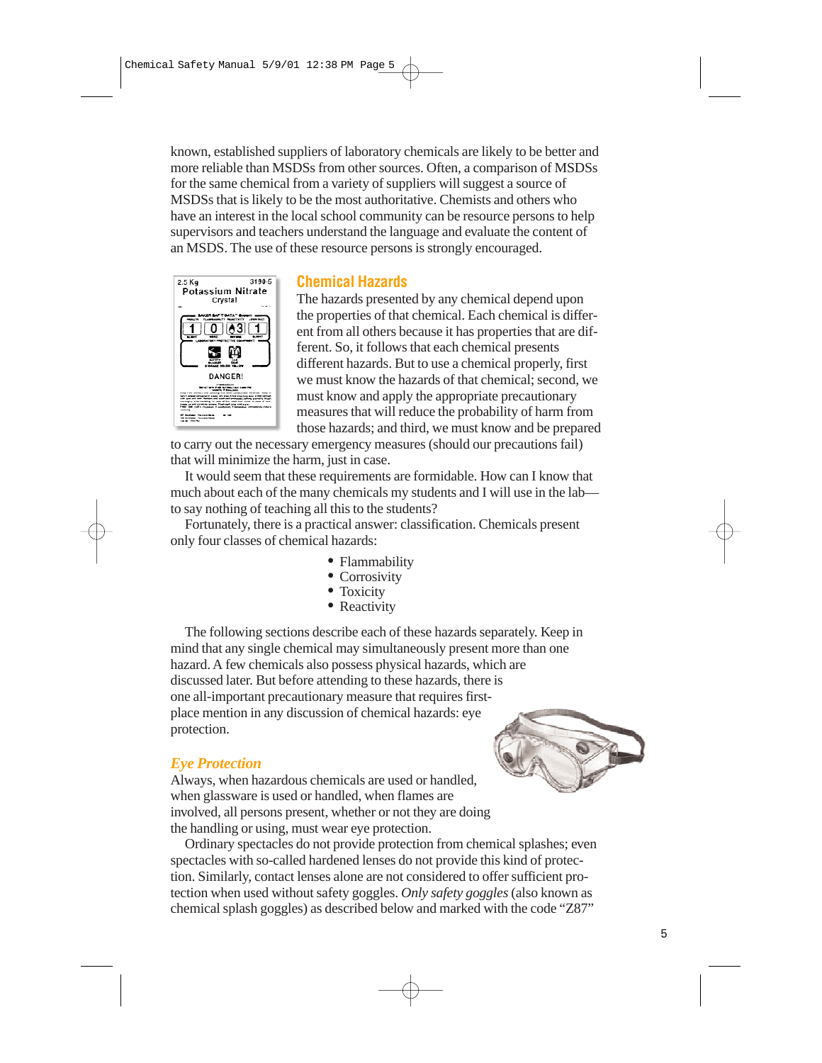known, established suppliers of laboratory chemicals are likely to be better and more reliable than MSDSs from other sources. Often, a comparison of MSDSs for the same chemical from a variety of suppliers will suggest a source of MSDSs that is likely to be the most authoritative. Chemists and others who have an interest in the local school community can be resource persons to help supervisors and teachers understand the language and evaluate the content of an MSDS. The use of these resource persons is strongly encouraged.

## Chemical Hazards

The hazards presented by any chemical depend upon the properties of that chemical. Each chemical is different from all others because it has properties that are different. So, it follows that each chemical presents different hazards. But to use a chemical properly, first we must know the hazards of that chemical; second, we must know and apply the appropriate precautionary measures that will reduce the probability of harm from those hazards; and third, we must know and be prepared to carry out the necessary emergency measures (should our precautions fail) that will minimize the harm, just in case.

It would seem that these requirements are formidable. How can I know that much about each of the many chemicals my students and I will use in the lab—to say nothing of teaching all this to the students?

Fortunately, there is a practical answer: classification. Chemicals present only four classes of chemical hazards:

- Flammability
- Corrosivity
- Toxicity
- Reactivity

The following sections describe each of these hazards separately. Keep in mind that any single chemical may simultaneously present more than one hazard. A few chemicals also possess physical hazards, which are discussed later. But before attending to these hazards, there is one all-important precautionary measure that requires first-place mention in any discussion of chemical hazards: eye protection.

### *Eye Protection*

Always, when hazardous chemicals are used or handled, when glassware is used or handled, when flames are involved, all persons present, whether or not they are doing the handling or using, must wear eye protection.

Ordinary spectacles do not provide protection from chemical splashes; even spectacles with so-called hardened lenses do not provide this kind of protection. Similarly, contact lenses alone are not considered to offer sufficient protection when used without safety goggles. *Only safety goggles* (also known as chemical splash goggles) as described below and marked with the code "Z87"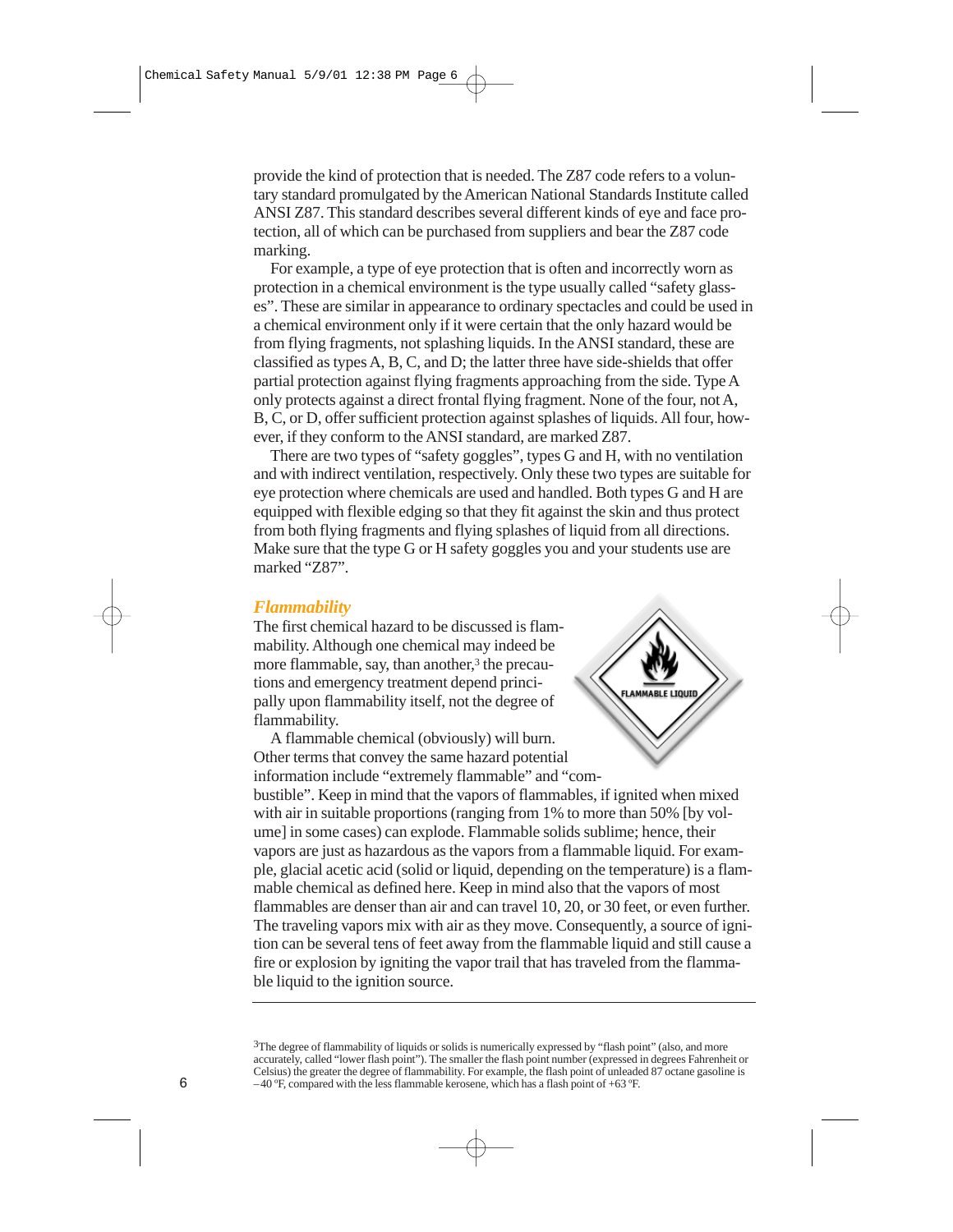provide the kind of protection that is needed. The Z87 code refers to a voluntary standard promulgated by the American National Standards Institute called ANSI Z87. This standard describes several different kinds of eye and face protection, all of which can be purchased from suppliers and bear the Z87 code marking.

For example, a type of eye protection that is often and incorrectly worn as protection in a chemical environment is the type usually called "safety glasses". These are similar in appearance to ordinary spectacles and could be used in a chemical environment only if it were certain that the only hazard would be from flying fragments, not splashing liquids. In the ANSI standard, these are classified as types A, B, C, and D; the latter three have side-shields that offer partial protection against flying fragments approaching from the side. Type A only protects against a direct frontal flying fragment. None of the four, not A, B, C, or D, offer sufficient protection against splashes of liquids. All four, however, if they conform to the ANSI standard, are marked Z87.

There are two types of "safety goggles", types G and H, with no ventilation and with indirect ventilation, respectively. Only these two types are suitable for eye protection where chemicals are used and handled. Both types G and H are equipped with flexible edging so that they fit against the skin and thus protect from both flying fragments and flying splashes of liquid from all directions. Make sure that the type G or H safety goggles you and your students use are marked "Z87".

### *Flammability*

The first chemical hazard to be discussed is flammability. Although one chemical may indeed be more flammable, say, than another,[3] the precautions and emergency treatment depend principally upon flammability itself, not the degree of flammability.

A flammable chemical (obviously) will burn. Other terms that convey the same hazard potential information include "extremely flammable" and "combustible". Keep in mind that the vapors of flammables, if ignited when mixed with air in suitable proportions (ranging from 1% to more than 50% [by volume] in some cases) can explode. Flammable solids sublime; hence, their vapors are just as hazardous as the vapors from a flammable liquid. For example, glacial acetic acid (solid or liquid, depending on the temperature) is a flammable chemical as defined here. Keep in mind also that the vapors of most flammables are denser than air and can travel 10, 20, or 30 feet, or even further. The traveling vapors mix with air as they move. Consequently, a source of ignition can be several tens of feet away from the flammable liquid and still cause a fire or explosion by igniting the vapor trail that has traveled from the flammable liquid to the ignition source.

---

[3]The degree of flammability of liquids or solids is numerically expressed by "flash point" (also, and more accurately, called "lower flash point"). The smaller the flash point number (expressed in degrees Fahrenheit or Celsius) the greater the degree of flammability. For example, the flash point of unleaded 87 octane gasoline is –40 °F, compared with the less flammable kerosene, which has a flash point of +63 °F.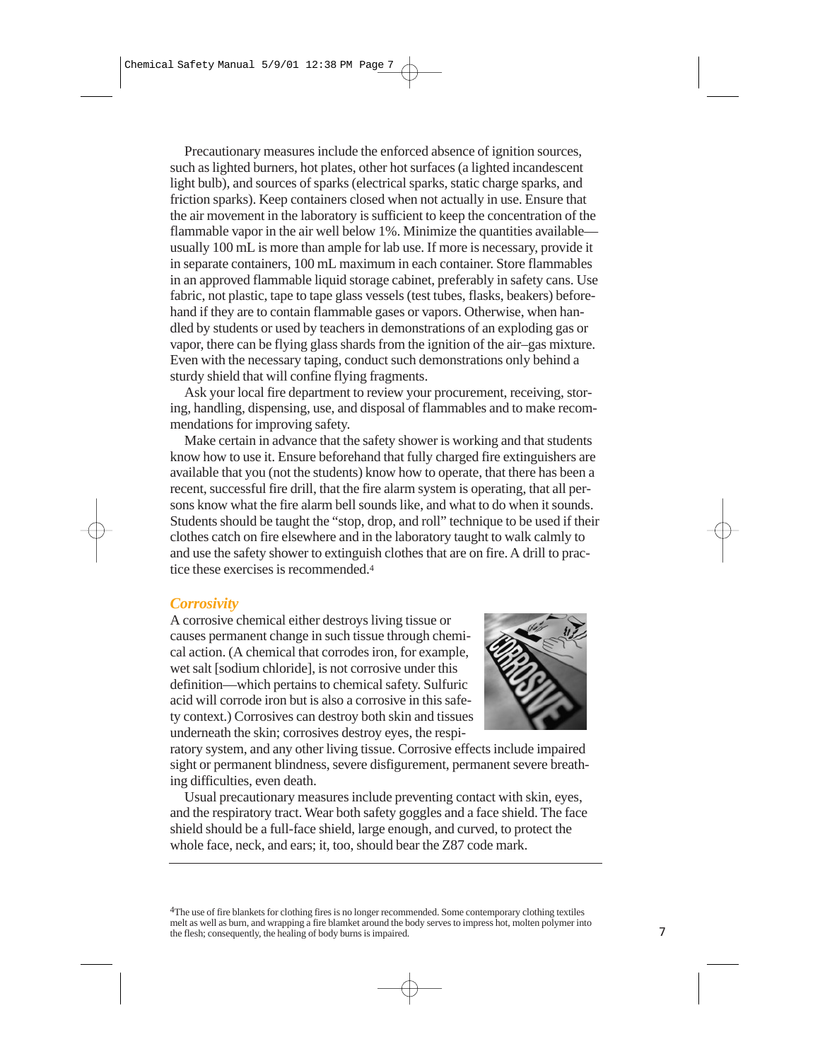Precautionary measures include the enforced absence of ignition sources, such as lighted burners, hot plates, other hot surfaces (a lighted incandescent light bulb), and sources of sparks (electrical sparks, static charge sparks, and friction sparks). Keep containers closed when not actually in use. Ensure that the air movement in the laboratory is sufficient to keep the concentration of the flammable vapor in the air well below 1%. Minimize the quantities available—usually 100 mL is more than ample for lab use. If more is necessary, provide it in separate containers, 100 mL maximum in each container. Store flammables in an approved flammable liquid storage cabinet, preferably in safety cans. Use fabric, not plastic, tape to tape glass vessels (test tubes, flasks, beakers) beforehand if they are to contain flammable gases or vapors. Otherwise, when handled by students or used by teachers in demonstrations of an exploding gas or vapor, there can be flying glass shards from the ignition of the air–gas mixture. Even with the necessary taping, conduct such demonstrations only behind a sturdy shield that will confine flying fragments.

Ask your local fire department to review your procurement, receiving, storing, handling, dispensing, use, and disposal of flammables and to make recommendations for improving safety.

Make certain in advance that the safety shower is working and that students know how to use it. Ensure beforehand that fully charged fire extinguishers are available that you (not the students) know how to operate, that there has been a recent, successful fire drill, that the fire alarm system is operating, that all persons know what the fire alarm bell sounds like, and what to do when it sounds. Students should be taught the "stop, drop, and roll" technique to be used if their clothes catch on fire elsewhere and in the laboratory taught to walk calmly to and use the safety shower to extinguish clothes that are on fire. A drill to practice these exercises is recommended.[4]

### *Corrosivity*

A corrosive chemical either destroys living tissue or causes permanent change in such tissue through chemical action. (A chemical that corrodes iron, for example, wet salt [sodium chloride], is not corrosive under this definition—which pertains to chemical safety. Sulfuric acid will corrode iron but is also a corrosive in this safety context.) Corrosives can destroy both skin and tissues underneath the skin; corrosives destroy eyes, the respiratory system, and any other living tissue. Corrosive effects include impaired sight or permanent blindness, severe disfigurement, permanent severe breathing difficulties, even death.

Usual precautionary measures include preventing contact with skin, eyes, and the respiratory tract. Wear both safety goggles and a face shield. The face shield should be a full-face shield, large enough, and curved, to protect the whole face, neck, and ears; it, too, should bear the Z87 code mark.

---

[4]The use of fire blankets for clothing fires is no longer recommended. Some contemporary clothing textiles melt as well as burn, and wrapping a fire blanket around the body serves to impress hot, molten polymer into the flesh; consequently, the healing of body burns is impaired.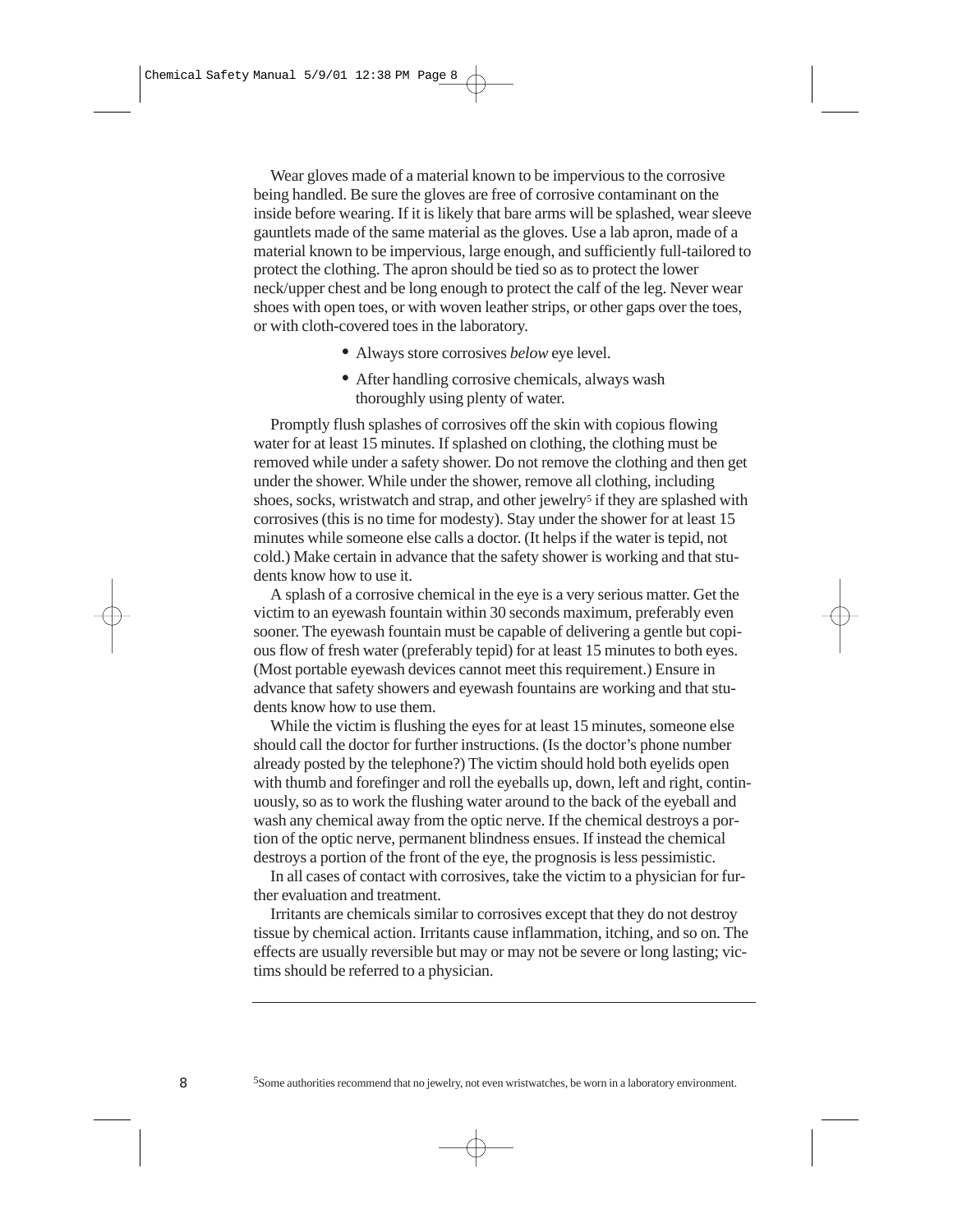Wear gloves made of a material known to be impervious to the corrosive being handled. Be sure the gloves are free of corrosive contaminant on the inside before wearing. If it is likely that bare arms will be splashed, wear sleeve gauntlets made of the same material as the gloves. Use a lab apron, made of a material known to be impervious, large enough, and sufficiently full-tailored to protect the clothing. The apron should be tied so as to protect the lower neck/upper chest and be long enough to protect the calf of the leg. Never wear shoes with open toes, or with woven leather strips, or other gaps over the toes, or with cloth-covered toes in the laboratory.

- Always store corrosives *below* eye level.
- After handling corrosive chemicals, always wash thoroughly using plenty of water.

Promptly flush splashes of corrosives off the skin with copious flowing water for at least 15 minutes. If splashed on clothing, the clothing must be removed while under a safety shower. Do not remove the clothing and then get under the shower. While under the shower, remove all clothing, including shoes, socks, wristwatch and strap, and other jewelry[5] if they are splashed with corrosives (this is no time for modesty). Stay under the shower for at least 15 minutes while someone else calls a doctor. (It helps if the water is tepid, not cold.) Make certain in advance that the safety shower is working and that students know how to use it.

A splash of a corrosive chemical in the eye is a very serious matter. Get the victim to an eyewash fountain within 30 seconds maximum, preferably even sooner. The eyewash fountain must be capable of delivering a gentle but copious flow of fresh water (preferably tepid) for at least 15 minutes to both eyes. (Most portable eyewash devices cannot meet this requirement.) Ensure in advance that safety showers and eyewash fountains are working and that students know how to use them.

While the victim is flushing the eyes for at least 15 minutes, someone else should call the doctor for further instructions. (Is the doctor's phone number already posted by the telephone?) The victim should hold both eyelids open with thumb and forefinger and roll the eyeballs up, down, left and right, continuously, so as to work the flushing water around to the back of the eyeball and wash any chemical away from the optic nerve. If the chemical destroys a portion of the optic nerve, permanent blindness ensues. If instead the chemical destroys a portion of the front of the eye, the prognosis is less pessimistic.

In all cases of contact with corrosives, take the victim to a physician for further evaluation and treatment.

Irritants are chemicals similar to corrosives except that they do not destroy tissue by chemical action. Irritants cause inflammation, itching, and so on. The effects are usually reversible but may or may not be severe or long lasting; victims should be referred to a physician.

---

[5]Some authorities recommend that no jewelry, not even wristwatches, be worn in a laboratory environment.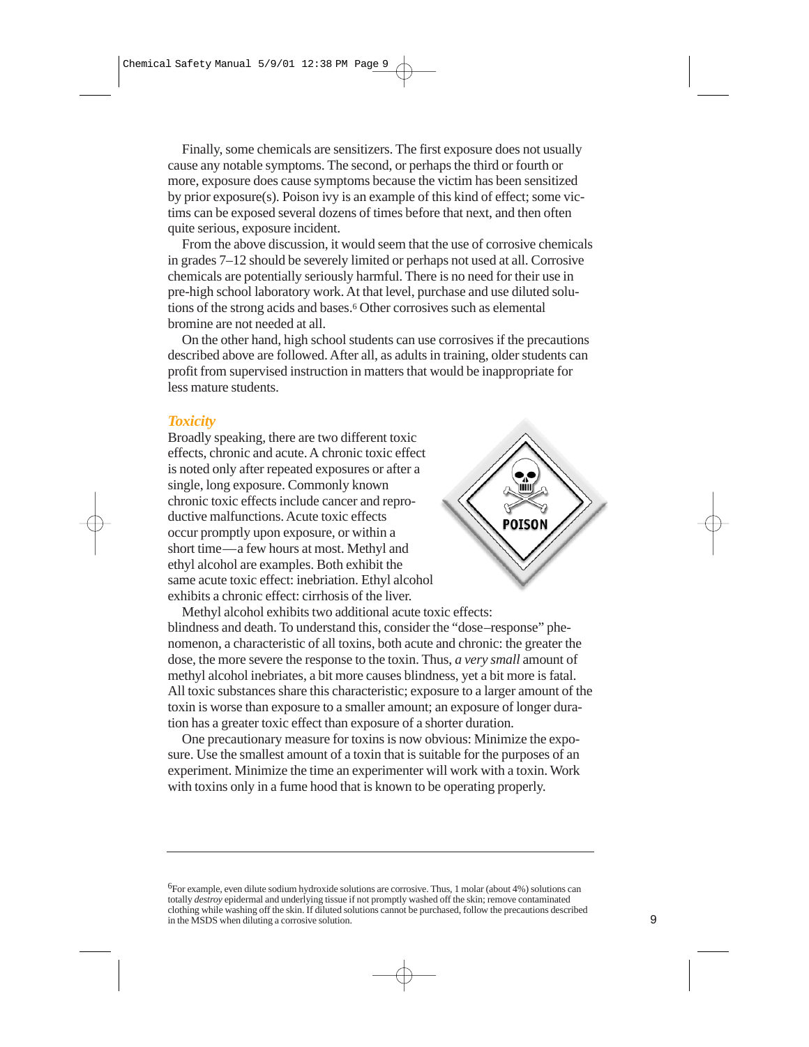Finally, some chemicals are sensitizers. The first exposure does not usually cause any notable symptoms. The second, or perhaps the third or fourth or more, exposure does cause symptoms because the victim has been sensitized by prior exposure(s). Poison ivy is an example of this kind of effect; some victims can be exposed several dozens of times before that next, and then often quite serious, exposure incident.

From the above discussion, it would seem that the use of corrosive chemicals in grades 7–12 should be severely limited or perhaps not used at all. Corrosive chemicals are potentially seriously harmful. There is no need for their use in pre-high school laboratory work. At that level, purchase and use diluted solutions of the strong acids and bases.[6] Other corrosives such as elemental bromine are not needed at all.

On the other hand, high school students can use corrosives if the precautions described above are followed. After all, as adults in training, older students can profit from supervised instruction in matters that would be inappropriate for less mature students.

### *Toxicity*

Broadly speaking, there are two different toxic effects, chronic and acute. A chronic toxic effect is noted only after repeated exposures or after a single, long exposure. Commonly known chronic toxic effects include cancer and reproductive malfunctions. Acute toxic effects occur promptly upon exposure, or within a short time—a few hours at most. Methyl and ethyl alcohol are examples. Both exhibit the same acute toxic effect: inebriation. Ethyl alcohol exhibits a chronic effect: cirrhosis of the liver.

Methyl alcohol exhibits two additional acute toxic effects: blindness and death. To understand this, consider the "dose–response" phenomenon, a characteristic of all toxins, both acute and chronic: the greater the dose, the more severe the response to the toxin. Thus, *a very small* amount of methyl alcohol inebriates, a bit more causes blindness, yet a bit more is fatal. All toxic substances share this characteristic; exposure to a larger amount of the toxin is worse than exposure to a smaller amount; an exposure of longer duration has a greater toxic effect than exposure of a shorter duration.

One precautionary measure for toxins is now obvious: Minimize the exposure. Use the smallest amount of a toxin that is suitable for the purposes of an experiment. Minimize the time an experimenter will work with a toxin. Work with toxins only in a fume hood that is known to be operating properly.

---

[6] For example, even dilute sodium hydroxide solutions are corrosive. Thus, 1 molar (about 4%) solutions can totally *destroy* epidermal and underlying tissue if not promptly washed off the skin; remove contaminated clothing while washing off the skin. If diluted solutions cannot be purchased, follow the precautions described in the MSDS when diluting a corrosive solution.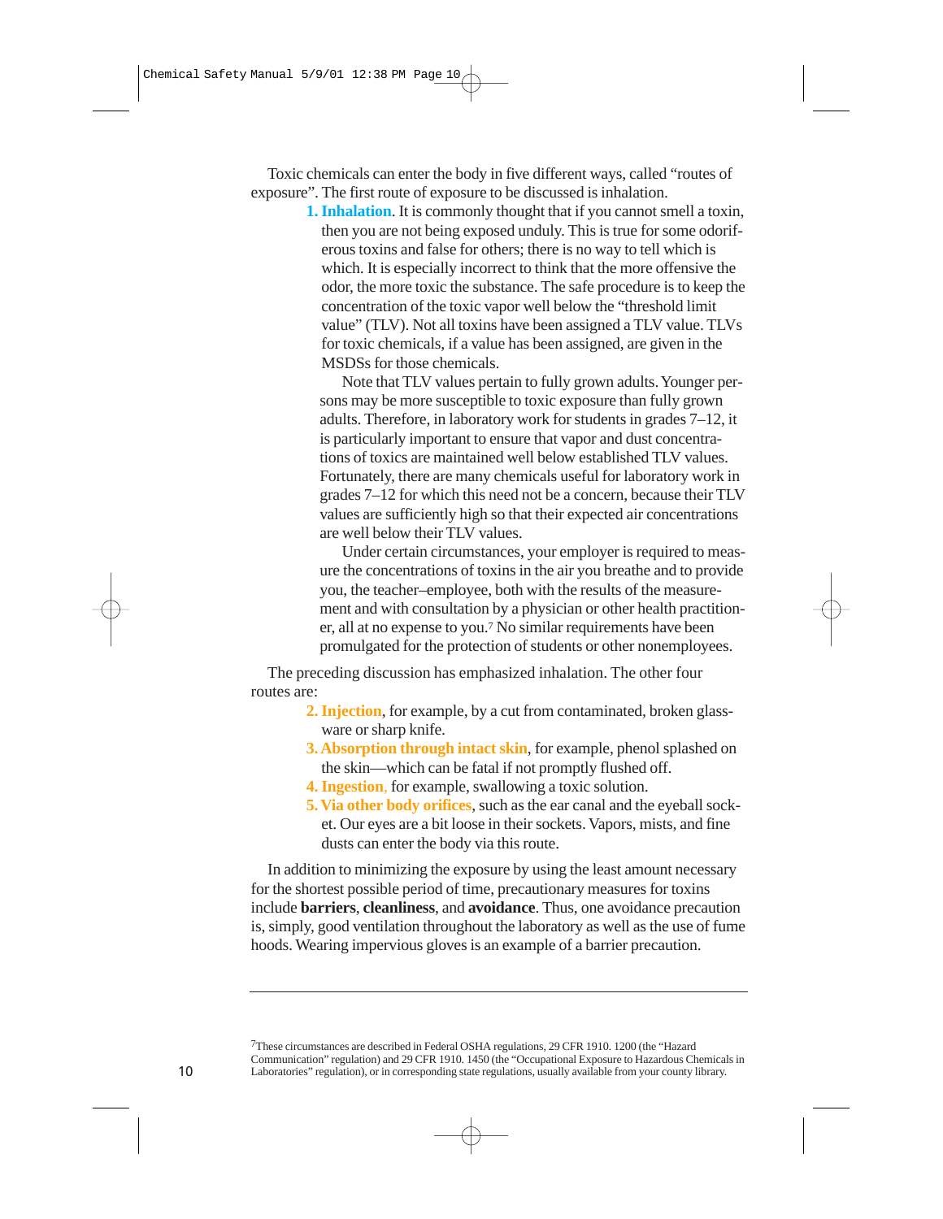Toxic chemicals can enter the body in five different ways, called "routes of exposure". The first route of exposure to be discussed is inhalation.

1. **Inhalation**. It is commonly thought that if you cannot smell a toxin, then you are not being exposed unduly. This is true for some odoriferous toxins and false for others; there is no way to tell which is which. It is especially incorrect to think that the more offensive the odor, the more toxic the substance. The safe procedure is to keep the concentration of the toxic vapor well below the "threshold limit value" (TLV). Not all toxins have been assigned a TLV value. TLVs for toxic chemicals, if a value has been assigned, are given in the MSDSs for those chemicals.

   Note that TLV values pertain to fully grown adults. Younger persons may be more susceptible to toxic exposure than fully grown adults. Therefore, in laboratory work for students in grades 7–12, it is particularly important to ensure that vapor and dust concentrations of toxics are maintained well below established TLV values. Fortunately, there are many chemicals useful for laboratory work in grades 7–12 for which this need not be a concern, because their TLV values are sufficiently high so that their expected air concentrations are well below their TLV values.

   Under certain circumstances, your employer is required to measure the concentrations of toxins in the air you breathe and to provide you, the teacher–employee, both with the results of the measurement and with consultation by a physician or other health practitioner, all at no expense to you.[7] No similar requirements have been promulgated for the protection of students or other nonemployees.

The preceding discussion has emphasized inhalation. The other four routes are:

2. **Injection**, for example, by a cut from contaminated, broken glassware or sharp knife.
3. **Absorption through intact skin**, for example, phenol splashed on the skin—which can be fatal if not promptly flushed off.
4. **Ingestion**, for example, swallowing a toxic solution.
5. **Via other body orifices**, such as the ear canal and the eyeball socket. Our eyes are a bit loose in their sockets. Vapors, mists, and fine dusts can enter the body via this route.

In addition to minimizing the exposure by using the least amount necessary for the shortest possible period of time, precautionary measures for toxins include **barriers**, **cleanliness**, and **avoidance**. Thus, one avoidance precaution is, simply, good ventilation throughout the laboratory as well as the use of fume hoods. Wearing impervious gloves is an example of a barrier precaution.

---

[7]These circumstances are described in Federal OSHA regulations, 29 CFR 1910. 1200 (the "Hazard Communication" regulation) and 29 CFR 1910. 1450 (the "Occupational Exposure to Hazardous Chemicals in Laboratories" regulation), or in corresponding state regulations, usually available from your county library.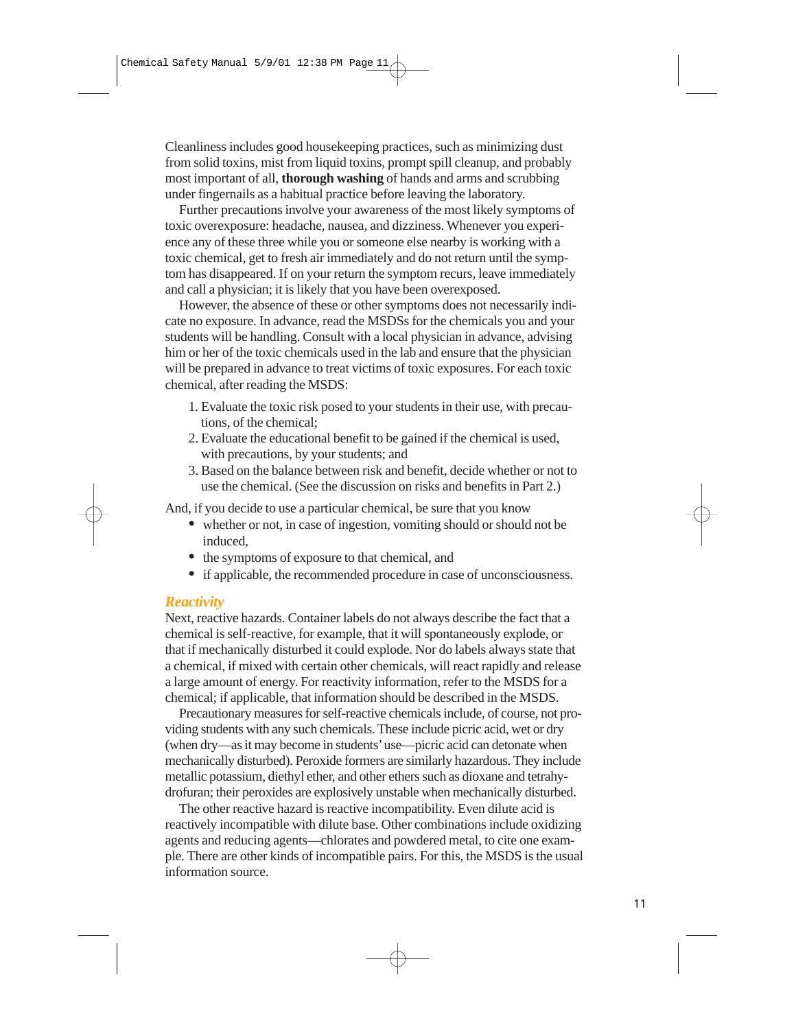Cleanliness includes good housekeeping practices, such as minimizing dust from solid toxins, mist from liquid toxins, prompt spill cleanup, and probably most important of all, **thorough washing** of hands and arms and scrubbing under fingernails as a habitual practice before leaving the laboratory.

Further precautions involve your awareness of the most likely symptoms of toxic overexposure: headache, nausea, and dizziness. Whenever you experience any of these three while you or someone else nearby is working with a toxic chemical, get to fresh air immediately and do not return until the symptom has disappeared. If on your return the symptom recurs, leave immediately and call a physician; it is likely that you have been overexposed.

However, the absence of these or other symptoms does not necessarily indicate no exposure. In advance, read the MSDSs for the chemicals you and your students will be handling. Consult with a local physician in advance, advising him or her of the toxic chemicals used in the lab and ensure that the physician will be prepared in advance to treat victims of toxic exposures. For each toxic chemical, after reading the MSDS:

1. Evaluate the toxic risk posed to your students in their use, with precautions, of the chemical;
2. Evaluate the educational benefit to be gained if the chemical is used, with precautions, by your students; and
3. Based on the balance between risk and benefit, decide whether or not to use the chemical. (See the discussion on risks and benefits in Part 2.)

And, if you decide to use a particular chemical, be sure that you know

- whether or not, in case of ingestion, vomiting should or should not be induced,
- the symptoms of exposure to that chemical, and
- if applicable, the recommended procedure in case of unconsciousness.

### *Reactivity*

Next, reactive hazards. Container labels do not always describe the fact that a chemical is self-reactive, for example, that it will spontaneously explode, or that if mechanically disturbed it could explode. Nor do labels always state that a chemical, if mixed with certain other chemicals, will react rapidly and release a large amount of energy. For reactivity information, refer to the MSDS for a chemical; if applicable, that information should be described in the MSDS.

Precautionary measures for self-reactive chemicals include, of course, not providing students with any such chemicals. These include picric acid, wet or dry (when dry—as it may become in students' use—picric acid can detonate when mechanically disturbed). Peroxide formers are similarly hazardous. They include metallic potassium, diethyl ether, and other ethers such as dioxane and tetrahydrofuran; their peroxides are explosively unstable when mechanically disturbed.

The other reactive hazard is reactive incompatibility. Even dilute acid is reactively incompatible with dilute base. Other combinations include oxidizing agents and reducing agents—chlorates and powdered metal, to cite one example. There are other kinds of incompatible pairs. For this, the MSDS is the usual information source.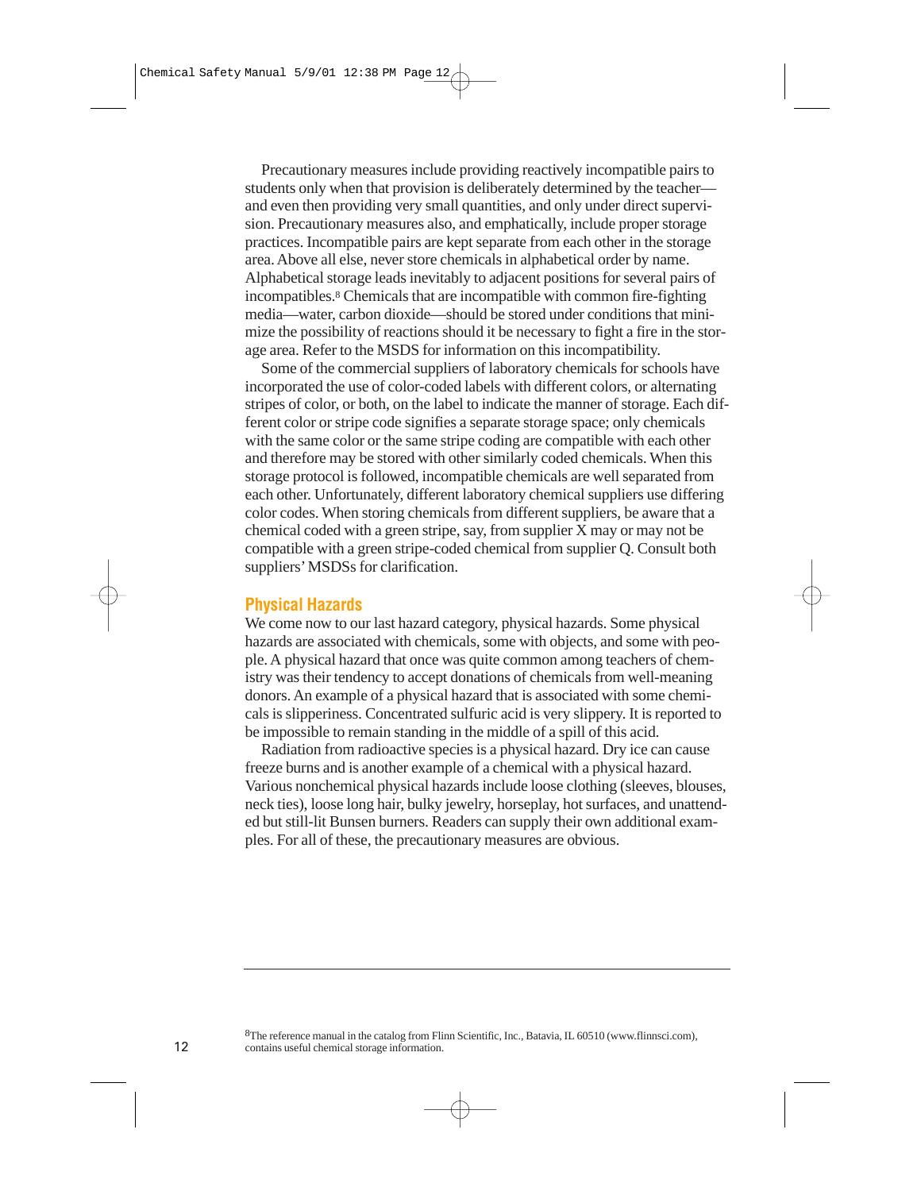Precautionary measures include providing reactively incompatible pairs to students only when that provision is deliberately determined by the teacher—and even then providing very small quantities, and only under direct supervision. Precautionary measures also, and emphatically, include proper storage practices. Incompatible pairs are kept separate from each other in the storage area. Above all else, never store chemicals in alphabetical order by name. Alphabetical storage leads inevitably to adjacent positions for several pairs of incompatibles.[8] Chemicals that are incompatible with common fire-fighting media—water, carbon dioxide—should be stored under conditions that minimize the possibility of reactions should it be necessary to fight a fire in the storage area. Refer to the MSDS for information on this incompatibility.

Some of the commercial suppliers of laboratory chemicals for schools have incorporated the use of color-coded labels with different colors, or alternating stripes of color, or both, on the label to indicate the manner of storage. Each different color or stripe code signifies a separate storage space; only chemicals with the same color or the same stripe coding are compatible with each other and therefore may be stored with other similarly coded chemicals. When this storage protocol is followed, incompatible chemicals are well separated from each other. Unfortunately, different laboratory chemical suppliers use differing color codes. When storing chemicals from different suppliers, be aware that a chemical coded with a green stripe, say, from supplier X may or may not be compatible with a green stripe-coded chemical from supplier Q. Consult both suppliers' MSDSs for clarification.

## Physical Hazards

We come now to our last hazard category, physical hazards. Some physical hazards are associated with chemicals, some with objects, and some with people. A physical hazard that once was quite common among teachers of chemistry was their tendency to accept donations of chemicals from well-meaning donors. An example of a physical hazard that is associated with some chemicals is slipperiness. Concentrated sulfuric acid is very slippery. It is reported to be impossible to remain standing in the middle of a spill of this acid.

Radiation from radioactive species is a physical hazard. Dry ice can cause freeze burns and is another example of a chemical with a physical hazard. Various nonchemical physical hazards include loose clothing (sleeves, blouses, neck ties), loose long hair, bulky jewelry, horseplay, hot surfaces, and unattended but still-lit Bunsen burners. Readers can supply their own additional examples. For all of these, the precautionary measures are obvious.

---

[8] The reference manual in the catalog from Flinn Scientific, Inc., Batavia, IL 60510 (www.flinnsci.com), contains useful chemical storage information.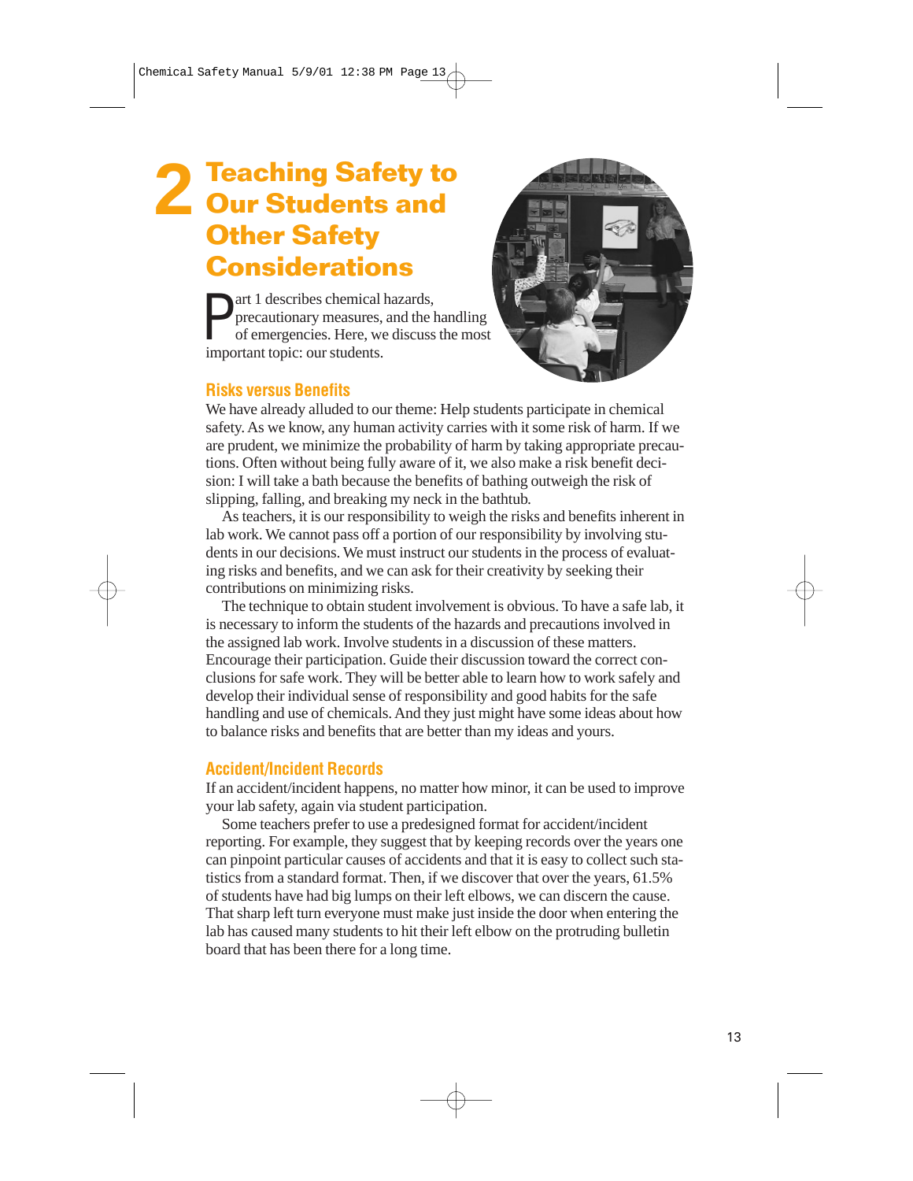# 2 Teaching Safety to Our Students and Other Safety Considerations

Part 1 describes chemical hazards, precautionary measures, and the handling of emergencies. Here, we discuss the most important topic: our students.

## Risks versus Benefits

We have already alluded to our theme: Help students participate in chemical safety. As we know, any human activity carries with it some risk of harm. If we are prudent, we minimize the probability of harm by taking appropriate precautions. Often without being fully aware of it, we also make a risk benefit decision: I will take a bath because the benefits of bathing outweigh the risk of slipping, falling, and breaking my neck in the bathtub.

As teachers, it is our responsibility to weigh the risks and benefits inherent in lab work. We cannot pass off a portion of our responsibility by involving students in our decisions. We must instruct our students in the process of evaluating risks and benefits, and we can ask for their creativity by seeking their contributions on minimizing risks.

The technique to obtain student involvement is obvious. To have a safe lab, it is necessary to inform the students of the hazards and precautions involved in the assigned lab work. Involve students in a discussion of these matters. Encourage their participation. Guide their discussion toward the correct conclusions for safe work. They will be better able to learn how to work safely and develop their individual sense of responsibility and good habits for the safe handling and use of chemicals. And they just might have some ideas about how to balance risks and benefits that are better than my ideas and yours.

## Accident/Incident Records

If an accident/incident happens, no matter how minor, it can be used to improve your lab safety, again via student participation.

Some teachers prefer to use a predesigned format for accident/incident reporting. For example, they suggest that by keeping records over the years one can pinpoint particular causes of accidents and that it is easy to collect such statistics from a standard format. Then, if we discover that over the years, 61.5% of students have had big lumps on their left elbows, we can discern the cause. That sharp left turn everyone must make just inside the door when entering the lab has caused many students to hit their left elbow on the protruding bulletin board that has been there for a long time.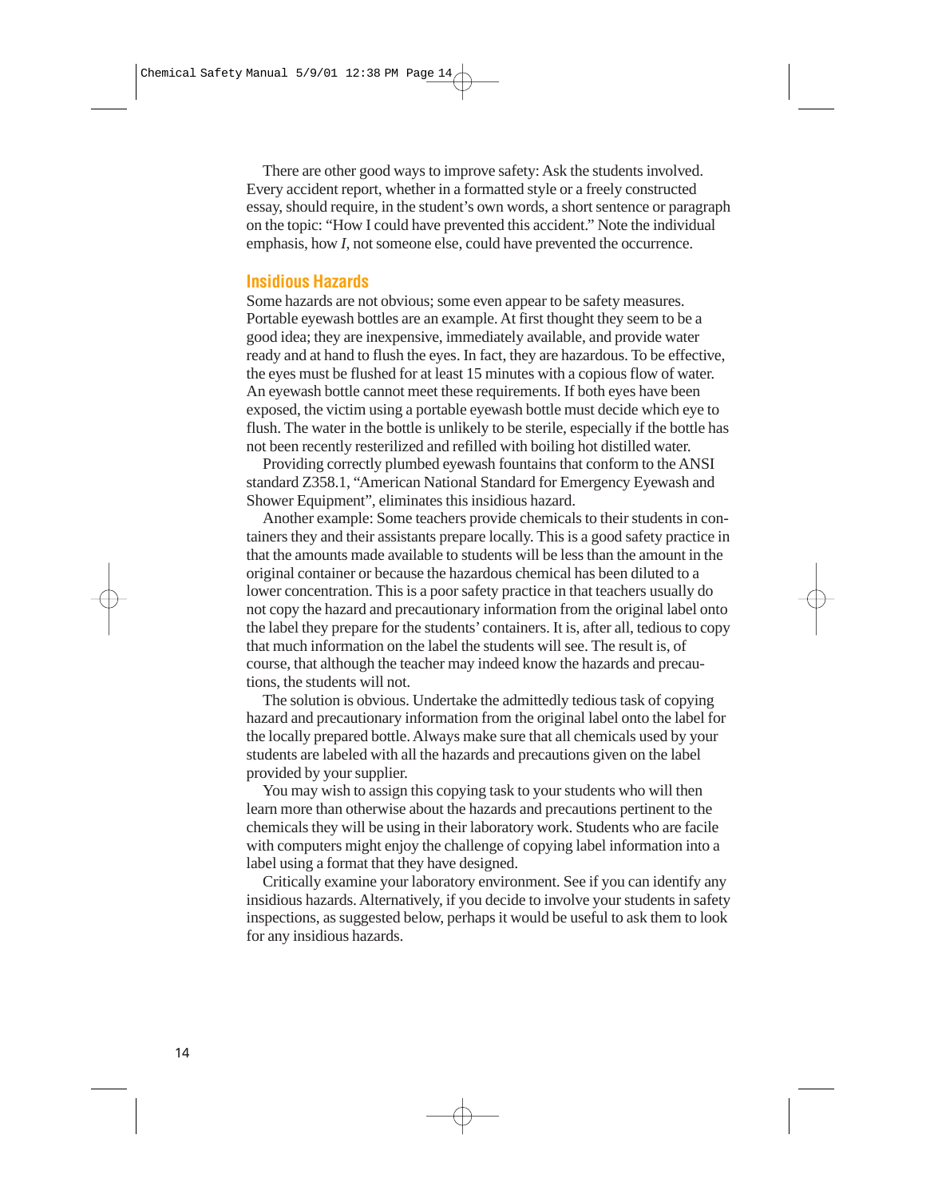There are other good ways to improve safety: Ask the students involved. Every accident report, whether in a formatted style or a freely constructed essay, should require, in the student's own words, a short sentence or paragraph on the topic: "How I could have prevented this accident." Note the individual emphasis, how *I*, not someone else, could have prevented the occurrence.

## Insidious Hazards

Some hazards are not obvious; some even appear to be safety measures. Portable eyewash bottles are an example. At first thought they seem to be a good idea; they are inexpensive, immediately available, and provide water ready and at hand to flush the eyes. In fact, they are hazardous. To be effective, the eyes must be flushed for at least 15 minutes with a copious flow of water. An eyewash bottle cannot meet these requirements. If both eyes have been exposed, the victim using a portable eyewash bottle must decide which eye to flush. The water in the bottle is unlikely to be sterile, especially if the bottle has not been recently resterilized and refilled with boiling hot distilled water.

Providing correctly plumbed eyewash fountains that conform to the ANSI standard Z358.1, "American National Standard for Emergency Eyewash and Shower Equipment", eliminates this insidious hazard.

Another example: Some teachers provide chemicals to their students in containers they and their assistants prepare locally. This is a good safety practice in that the amounts made available to students will be less than the amount in the original container or because the hazardous chemical has been diluted to a lower concentration. This is a poor safety practice in that teachers usually do not copy the hazard and precautionary information from the original label onto the label they prepare for the students' containers. It is, after all, tedious to copy that much information on the label the students will see. The result is, of course, that although the teacher may indeed know the hazards and precautions, the students will not.

The solution is obvious. Undertake the admittedly tedious task of copying hazard and precautionary information from the original label onto the label for the locally prepared bottle. Always make sure that all chemicals used by your students are labeled with all the hazards and precautions given on the label provided by your supplier.

You may wish to assign this copying task to your students who will then learn more than otherwise about the hazards and precautions pertinent to the chemicals they will be using in their laboratory work. Students who are facile with computers might enjoy the challenge of copying label information into a label using a format that they have designed.

Critically examine your laboratory environment. See if you can identify any insidious hazards. Alternatively, if you decide to involve your students in safety inspections, as suggested below, perhaps it would be useful to ask them to look for any insidious hazards.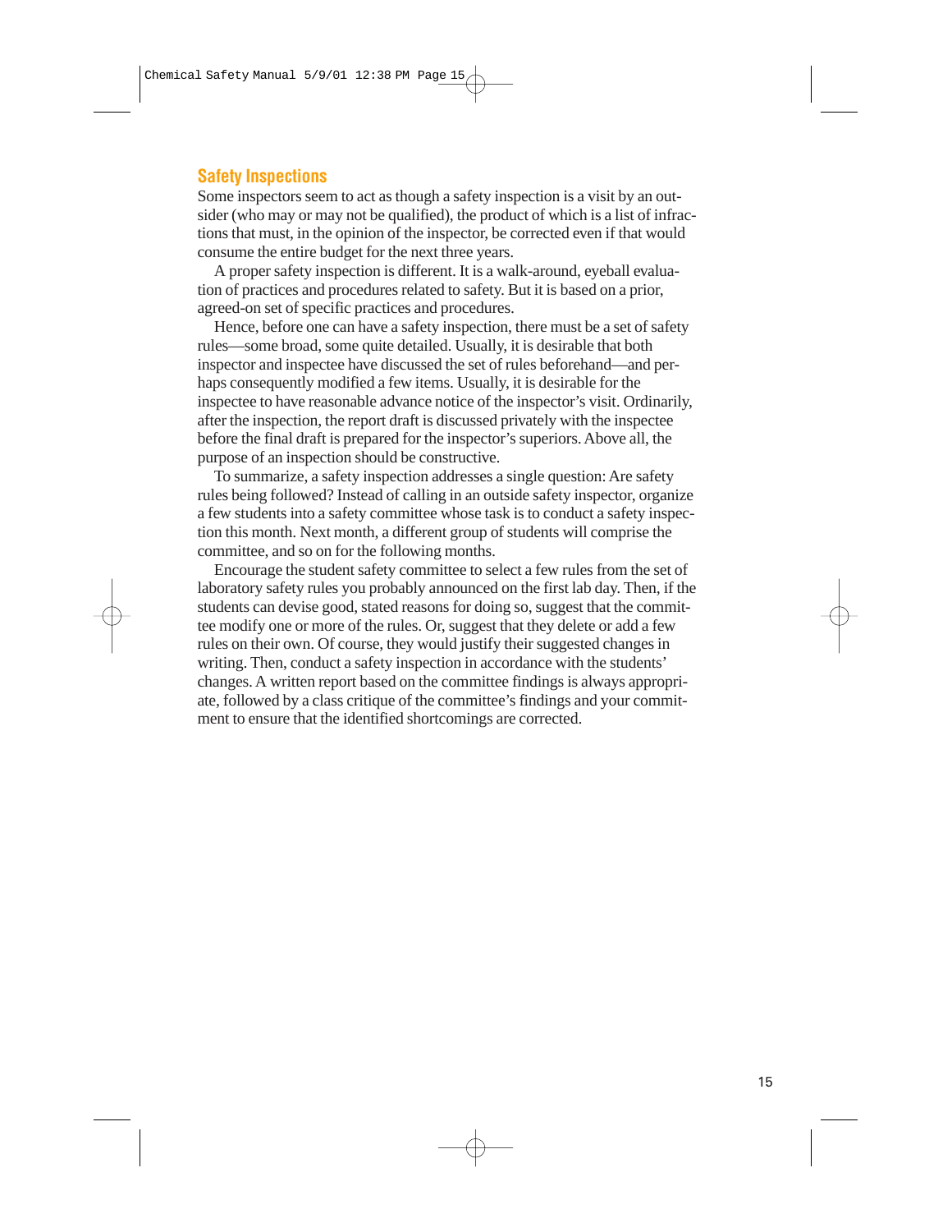## Safety Inspections

Some inspectors seem to act as though a safety inspection is a visit by an outsider (who may or may not be qualified), the product of which is a list of infractions that must, in the opinion of the inspector, be corrected even if that would consume the entire budget for the next three years.

A proper safety inspection is different. It is a walk-around, eyeball evaluation of practices and procedures related to safety. But it is based on a prior, agreed-on set of specific practices and procedures.

Hence, before one can have a safety inspection, there must be a set of safety rules—some broad, some quite detailed. Usually, it is desirable that both inspector and inspectee have discussed the set of rules beforehand—and perhaps consequently modified a few items. Usually, it is desirable for the inspectee to have reasonable advance notice of the inspector's visit. Ordinarily, after the inspection, the report draft is discussed privately with the inspectee before the final draft is prepared for the inspector's superiors. Above all, the purpose of an inspection should be constructive.

To summarize, a safety inspection addresses a single question: Are safety rules being followed? Instead of calling in an outside safety inspector, organize a few students into a safety committee whose task is to conduct a safety inspection this month. Next month, a different group of students will comprise the committee, and so on for the following months.

Encourage the student safety committee to select a few rules from the set of laboratory safety rules you probably announced on the first lab day. Then, if the students can devise good, stated reasons for doing so, suggest that the committee modify one or more of the rules. Or, suggest that they delete or add a few rules on their own. Of course, they would justify their suggested changes in writing. Then, conduct a safety inspection in accordance with the students' changes. A written report based on the committee findings is always appropriate, followed by a class critique of the committee's findings and your commitment to ensure that the identified shortcomings are corrected.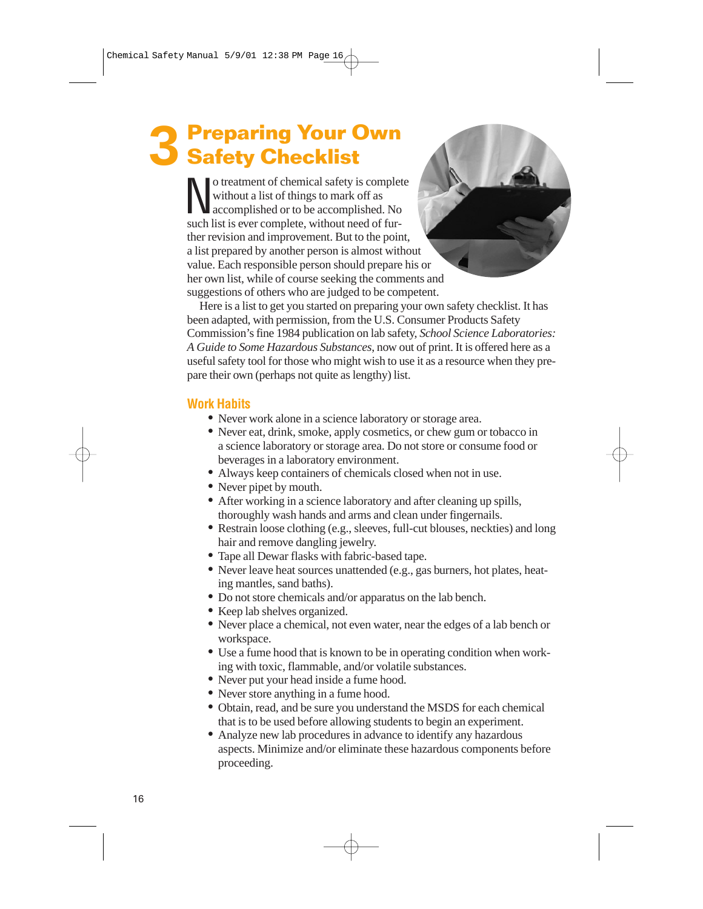# 3 Preparing Your Own Safety Checklist

No treatment of chemical safety is complete without a list of things to mark off as accomplished or to be accomplished. No such list is ever complete, without need of further revision and improvement. But to the point, a list prepared by another person is almost without value. Each responsible person should prepare his or her own list, while of course seeking the comments and suggestions of others who are judged to be competent.

Here is a list to get you started on preparing your own safety checklist. It has been adapted, with permission, from the U.S. Consumer Products Safety Commission's fine 1984 publication on lab safety, *School Science Laboratories: A Guide to Some Hazardous Substances*, now out of print. It is offered here as a useful safety tool for those who might wish to use it as a resource when they prepare their own (perhaps not quite as lengthy) list.

## Work Habits

- Never work alone in a science laboratory or storage area.
- Never eat, drink, smoke, apply cosmetics, or chew gum or tobacco in a science laboratory or storage area. Do not store or consume food or beverages in a laboratory environment.
- Always keep containers of chemicals closed when not in use.
- Never pipet by mouth.
- After working in a science laboratory and after cleaning up spills, thoroughly wash hands and arms and clean under fingernails.
- Restrain loose clothing (e.g., sleeves, full-cut blouses, neckties) and long hair and remove dangling jewelry.
- Tape all Dewar flasks with fabric-based tape.
- Never leave heat sources unattended (e.g., gas burners, hot plates, heating mantles, sand baths).
- Do not store chemicals and/or apparatus on the lab bench.
- Keep lab shelves organized.
- Never place a chemical, not even water, near the edges of a lab bench or workspace.
- Use a fume hood that is known to be in operating condition when working with toxic, flammable, and/or volatile substances.
- Never put your head inside a fume hood.
- Never store anything in a fume hood.
- Obtain, read, and be sure you understand the MSDS for each chemical that is to be used before allowing students to begin an experiment.
- Analyze new lab procedures in advance to identify any hazardous aspects. Minimize and/or eliminate these hazardous components before proceeding.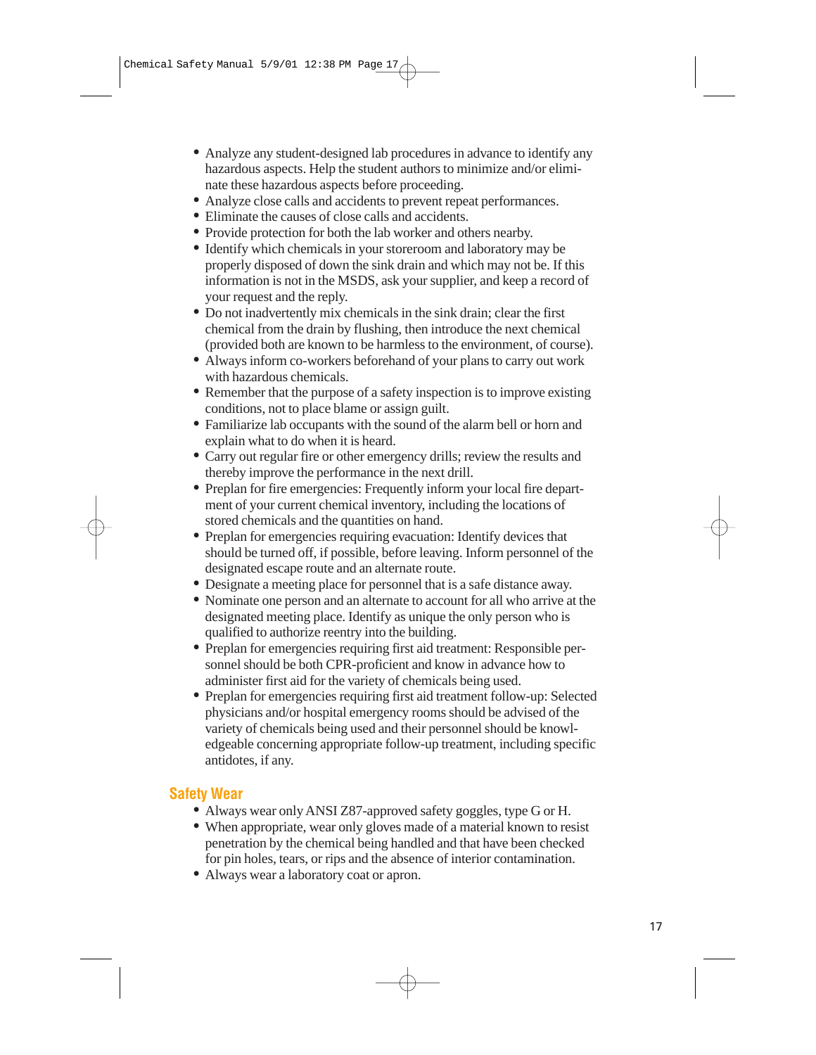- Analyze any student-designed lab procedures in advance to identify any hazardous aspects. Help the student authors to minimize and/or eliminate these hazardous aspects before proceeding.
- Analyze close calls and accidents to prevent repeat performances.
- Eliminate the causes of close calls and accidents.
- Provide protection for both the lab worker and others nearby.
- Identify which chemicals in your storeroom and laboratory may be properly disposed of down the sink drain and which may not be. If this information is not in the MSDS, ask your supplier, and keep a record of your request and the reply.
- Do not inadvertently mix chemicals in the sink drain; clear the first chemical from the drain by flushing, then introduce the next chemical (provided both are known to be harmless to the environment, of course).
- Always inform co-workers beforehand of your plans to carry out work with hazardous chemicals.
- Remember that the purpose of a safety inspection is to improve existing conditions, not to place blame or assign guilt.
- Familiarize lab occupants with the sound of the alarm bell or horn and explain what to do when it is heard.
- Carry out regular fire or other emergency drills; review the results and thereby improve the performance in the next drill.
- Preplan for fire emergencies: Frequently inform your local fire department of your current chemical inventory, including the locations of stored chemicals and the quantities on hand.
- Preplan for emergencies requiring evacuation: Identify devices that should be turned off, if possible, before leaving. Inform personnel of the designated escape route and an alternate route.
- Designate a meeting place for personnel that is a safe distance away.
- Nominate one person and an alternate to account for all who arrive at the designated meeting place. Identify as unique the only person who is qualified to authorize reentry into the building.
- Preplan for emergencies requiring first aid treatment: Responsible personnel should be both CPR-proficient and know in advance how to administer first aid for the variety of chemicals being used.
- Preplan for emergencies requiring first aid treatment follow-up: Selected physicians and/or hospital emergency rooms should be advised of the variety of chemicals being used and their personnel should be knowledgeable concerning appropriate follow-up treatment, including specific antidotes, if any.

## Safety Wear

- Always wear only ANSI Z87-approved safety goggles, type G or H.
- When appropriate, wear only gloves made of a material known to resist penetration by the chemical being handled and that have been checked for pin holes, tears, or rips and the absence of interior contamination.
- Always wear a laboratory coat or apron.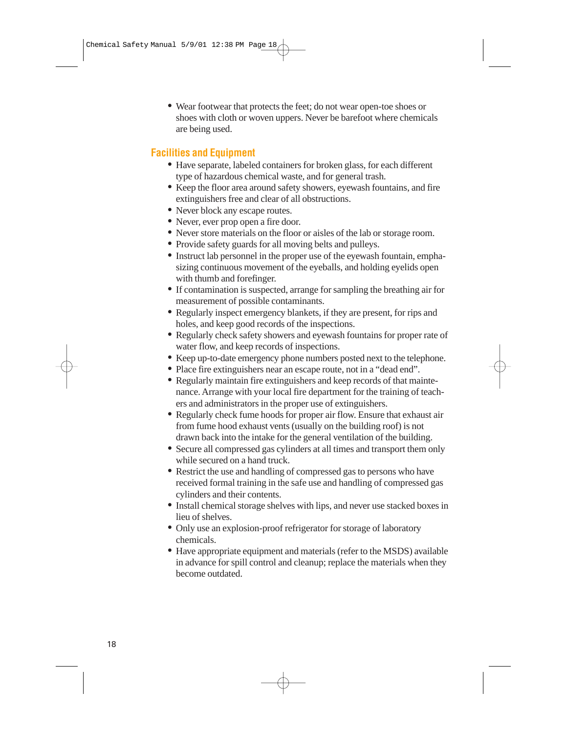- Wear footwear that protects the feet; do not wear open-toe shoes or shoes with cloth or woven uppers. Never be barefoot where chemicals are being used.

## Facilities and Equipment

- Have separate, labeled containers for broken glass, for each different type of hazardous chemical waste, and for general trash.
- Keep the floor area around safety showers, eyewash fountains, and fire extinguishers free and clear of all obstructions.
- Never block any escape routes.
- Never, ever prop open a fire door.
- Never store materials on the floor or aisles of the lab or storage room.
- Provide safety guards for all moving belts and pulleys.
- Instruct lab personnel in the proper use of the eyewash fountain, emphasizing continuous movement of the eyeballs, and holding eyelids open with thumb and forefinger.
- If contamination is suspected, arrange for sampling the breathing air for measurement of possible contaminants.
- Regularly inspect emergency blankets, if they are present, for rips and holes, and keep good records of the inspections.
- Regularly check safety showers and eyewash fountains for proper rate of water flow, and keep records of inspections.
- Keep up-to-date emergency phone numbers posted next to the telephone.
- Place fire extinguishers near an escape route, not in a "dead end".
- Regularly maintain fire extinguishers and keep records of that maintenance. Arrange with your local fire department for the training of teachers and administrators in the proper use of extinguishers.
- Regularly check fume hoods for proper air flow. Ensure that exhaust air from fume hood exhaust vents (usually on the building roof) is not drawn back into the intake for the general ventilation of the building.
- Secure all compressed gas cylinders at all times and transport them only while secured on a hand truck.
- Restrict the use and handling of compressed gas to persons who have received formal training in the safe use and handling of compressed gas cylinders and their contents.
- Install chemical storage shelves with lips, and never use stacked boxes in lieu of shelves.
- Only use an explosion-proof refrigerator for storage of laboratory chemicals.
- Have appropriate equipment and materials (refer to the MSDS) available in advance for spill control and cleanup; replace the materials when they become outdated.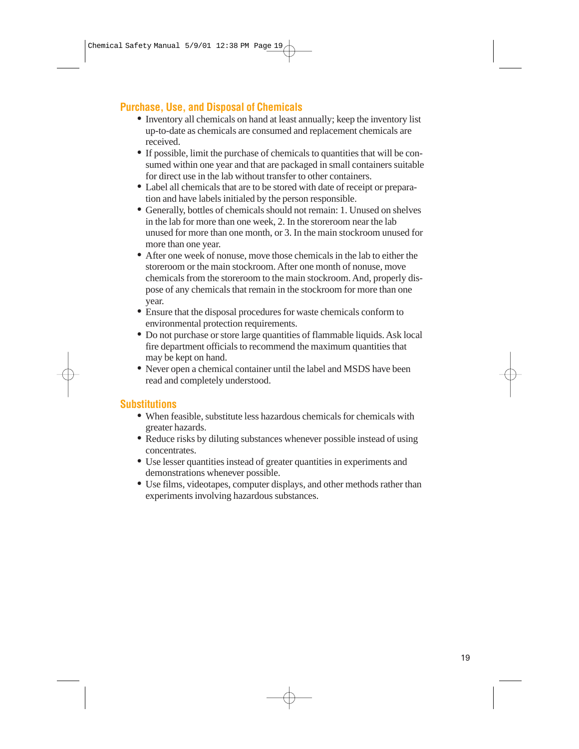## Purchase, Use, and Disposal of Chemicals

- Inventory all chemicals on hand at least annually; keep the inventory list up-to-date as chemicals are consumed and replacement chemicals are received.
- If possible, limit the purchase of chemicals to quantities that will be consumed within one year and that are packaged in small containers suitable for direct use in the lab without transfer to other containers.
- Label all chemicals that are to be stored with date of receipt or preparation and have labels initialed by the person responsible.
- Generally, bottles of chemicals should not remain: 1. Unused on shelves in the lab for more than one week, 2. In the storeroom near the lab unused for more than one month, or 3. In the main stockroom unused for more than one year.
- After one week of nonuse, move those chemicals in the lab to either the storeroom or the main stockroom. After one month of nonuse, move chemicals from the storeroom to the main stockroom. And, properly dispose of any chemicals that remain in the stockroom for more than one year.
- Ensure that the disposal procedures for waste chemicals conform to environmental protection requirements.
- Do not purchase or store large quantities of flammable liquids. Ask local fire department officials to recommend the maximum quantities that may be kept on hand.
- Never open a chemical container until the label and MSDS have been read and completely understood.

## Substitutions

- When feasible, substitute less hazardous chemicals for chemicals with greater hazards.
- Reduce risks by diluting substances whenever possible instead of using concentrates.
- Use lesser quantities instead of greater quantities in experiments and demonstrations whenever possible.
- Use films, videotapes, computer displays, and other methods rather than experiments involving hazardous substances.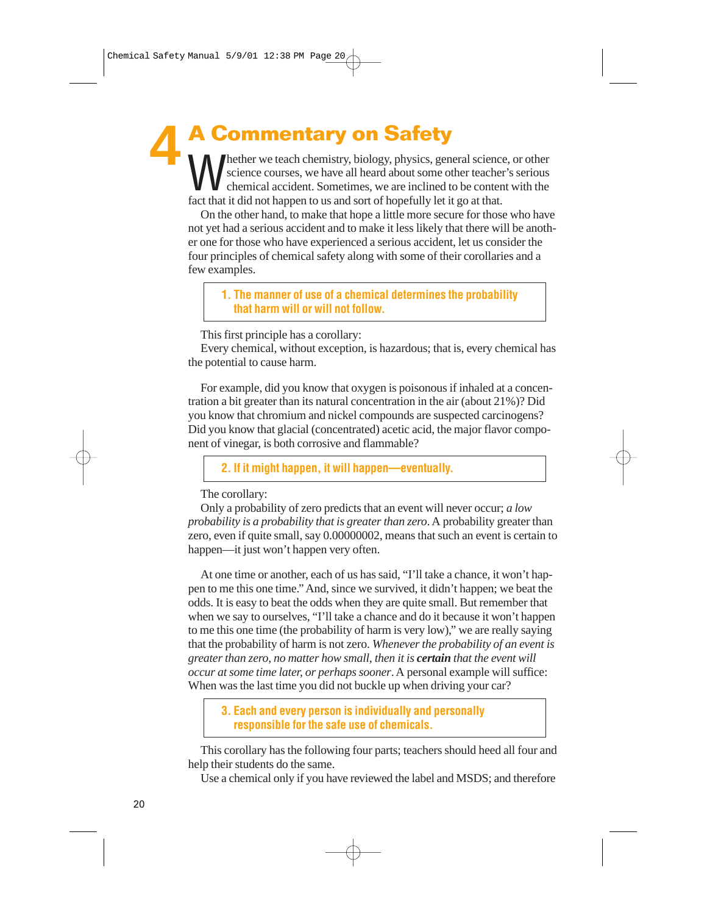# 4 A Commentary on Safety

Whether we teach chemistry, biology, physics, general science, or other science courses, we have all heard about some other teacher's serious chemical accident. Sometimes, we are inclined to be content with the fact that it did not happen to us and sort of hopefully let it go at that.

On the other hand, to make that hope a little more secure for those who have not yet had a serious accident and to make it less likely that there will be another one for those who have experienced a serious accident, let us consider the four principles of chemical safety along with some of their corollaries and a few examples.

> **1. The manner of use of a chemical determines the probability that harm will or will not follow.**

This first principle has a corollary:

Every chemical, without exception, is hazardous; that is, every chemical has the potential to cause harm.

For example, did you know that oxygen is poisonous if inhaled at a concentration a bit greater than its natural concentration in the air (about 21%)? Did you know that chromium and nickel compounds are suspected carcinogens? Did you know that glacial (concentrated) acetic acid, the major flavor component of vinegar, is both corrosive and flammable?

> **2. If it might happen, it will happen—eventually.**

The corollary:

Only a probability of zero predicts that an event will never occur; *a low probability is a probability that is greater than zero*. A probability greater than zero, even if quite small, say 0.00000002, means that such an event is certain to happen—it just won't happen very often.

At one time or another, each of us has said, "I'll take a chance, it won't happen to me this one time." And, since we survived, it didn't happen; we beat the odds. It is easy to beat the odds when they are quite small. But remember that when we say to ourselves, "I'll take a chance and do it because it won't happen to me this one time (the probability of harm is very low)," we are really saying that the probability of harm is not zero. *Whenever the probability of an event is greater than zero, no matter how small, then it is* ***certain*** *that the event will occur at some time later, or perhaps sooner*. A personal example will suffice: When was the last time you did not buckle up when driving your car?

> **3. Each and every person is individually and personally responsible for the safe use of chemicals.**

This corollary has the following four parts; teachers should heed all four and help their students do the same.

Use a chemical only if you have reviewed the label and MSDS; and therefore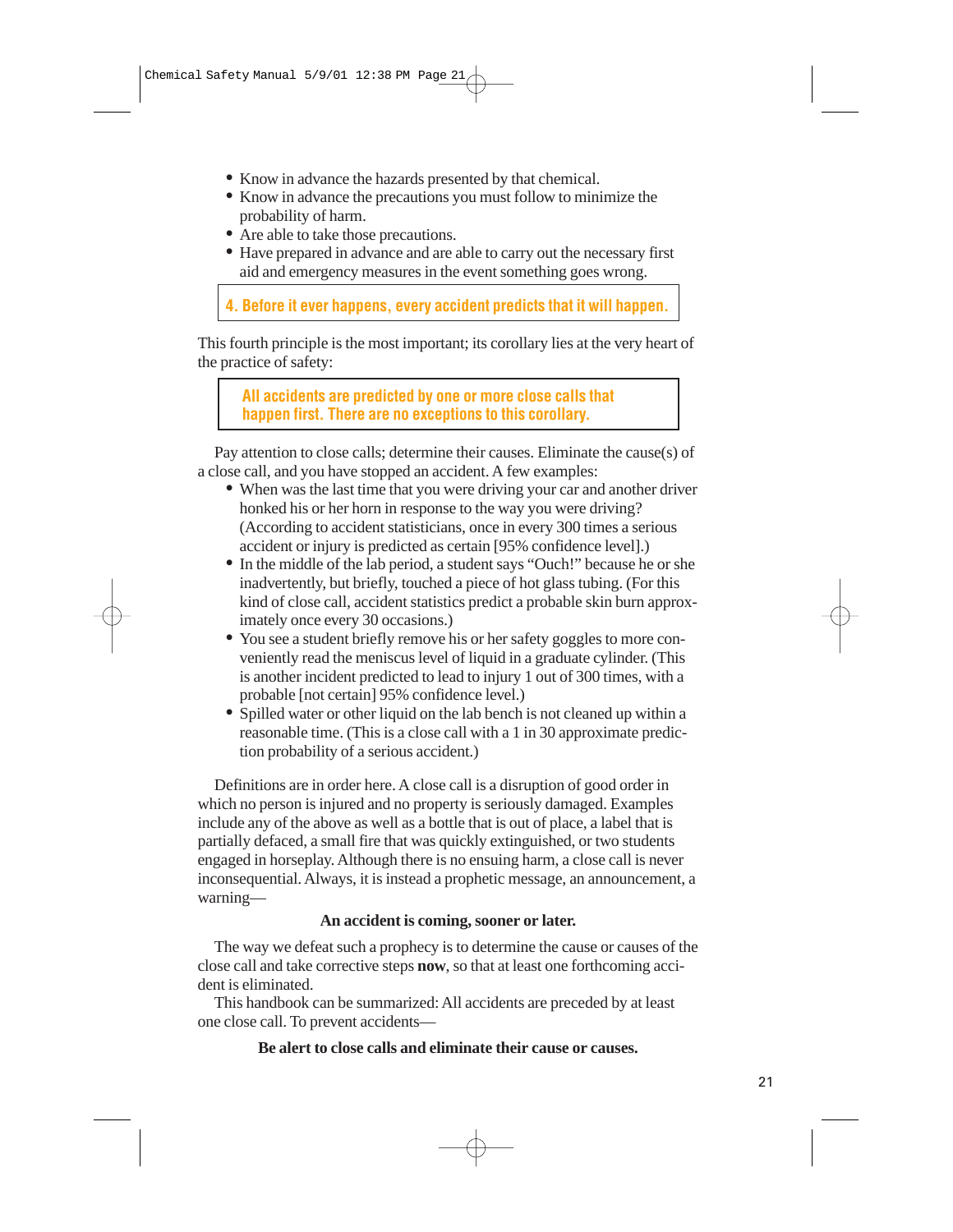- Know in advance the hazards presented by that chemical.
- Know in advance the precautions you must follow to minimize the probability of harm.
- Are able to take those precautions.
- Have prepared in advance and are able to carry out the necessary first aid and emergency measures in the event something goes wrong.

**4. Before it ever happens, every accident predicts that it will happen.**

This fourth principle is the most important; its corollary lies at the very heart of the practice of safety:

**All accidents are predicted by one or more close calls that happen first. There are no exceptions to this corollary.**

Pay attention to close calls; determine their causes. Eliminate the cause(s) of a close call, and you have stopped an accident. A few examples:

- When was the last time that you were driving your car and another driver honked his or her horn in response to the way you were driving? (According to accident statisticians, once in every 300 times a serious accident or injury is predicted as certain [95% confidence level].)
- In the middle of the lab period, a student says "Ouch!" because he or she inadvertently, but briefly, touched a piece of hot glass tubing. (For this kind of close call, accident statistics predict a probable skin burn approximately once every 30 occasions.)
- You see a student briefly remove his or her safety goggles to more conveniently read the meniscus level of liquid in a graduate cylinder. (This is another incident predicted to lead to injury 1 out of 300 times, with a probable [not certain] 95% confidence level.)
- Spilled water or other liquid on the lab bench is not cleaned up within a reasonable time. (This is a close call with a 1 in 30 approximate prediction probability of a serious accident.)

Definitions are in order here. A close call is a disruption of good order in which no person is injured and no property is seriously damaged. Examples include any of the above as well as a bottle that is out of place, a label that is partially defaced, a small fire that was quickly extinguished, or two students engaged in horseplay. Although there is no ensuing harm, a close call is never inconsequential. Always, it is instead a prophetic message, an announcement, a warning—

**An accident is coming, sooner or later.**

The way we defeat such a prophecy is to determine the cause or causes of the close call and take corrective steps **now**, so that at least one forthcoming accident is eliminated.

This handbook can be summarized: All accidents are preceded by at least one close call. To prevent accidents—

**Be alert to close calls and eliminate their cause or causes.**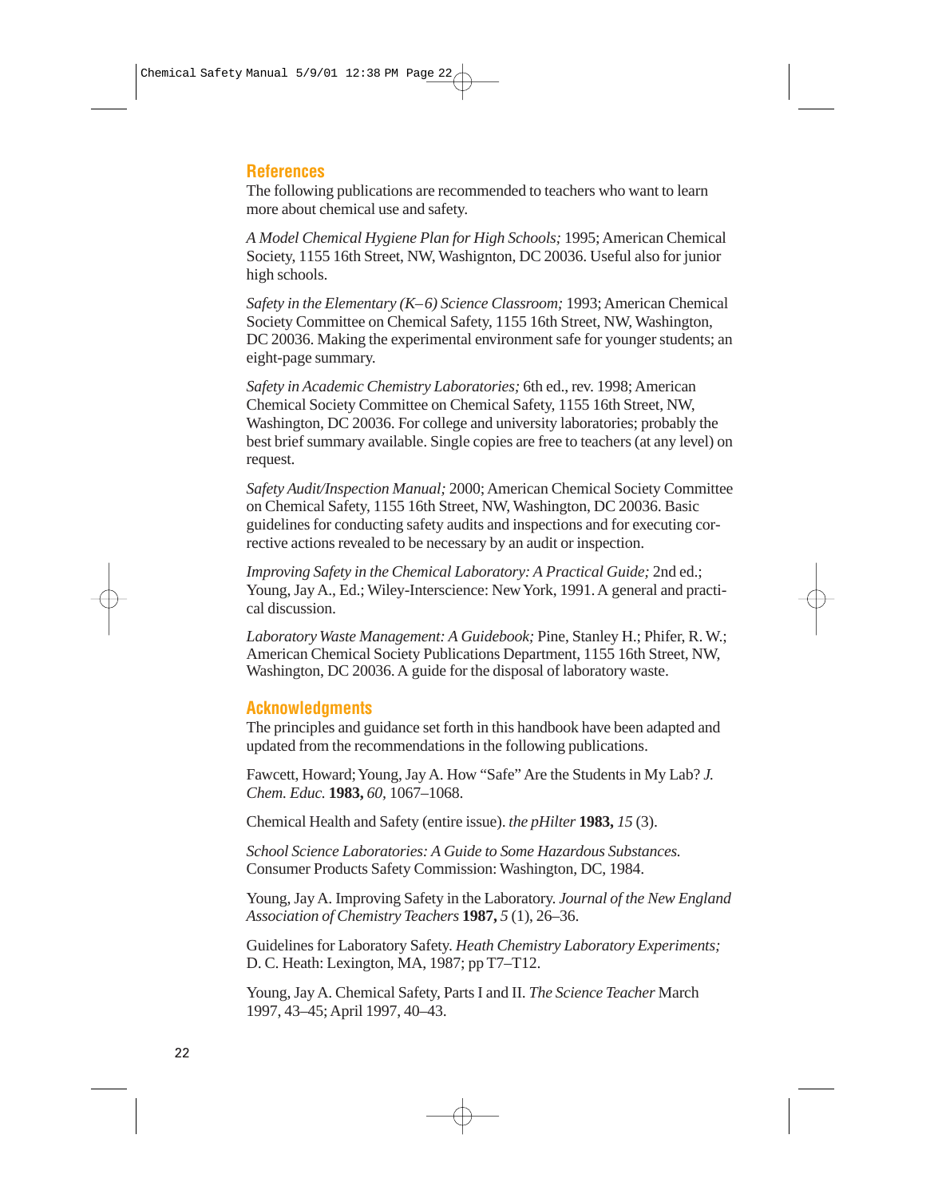## References

The following publications are recommended to teachers who want to learn more about chemical use and safety.

*A Model Chemical Hygiene Plan for High Schools;* 1995; American Chemical Society, 1155 16th Street, NW, Washignton, DC 20036. Useful also for junior high schools.

*Safety in the Elementary (K–6) Science Classroom;* 1993; American Chemical Society Committee on Chemical Safety, 1155 16th Street, NW, Washington, DC 20036. Making the experimental environment safe for younger students; an eight-page summary.

*Safety in Academic Chemistry Laboratories;* 6th ed., rev. 1998; American Chemical Society Committee on Chemical Safety, 1155 16th Street, NW, Washington, DC 20036. For college and university laboratories; probably the best brief summary available. Single copies are free to teachers (at any level) on request.

*Safety Audit/Inspection Manual;* 2000; American Chemical Society Committee on Chemical Safety, 1155 16th Street, NW, Washington, DC 20036. Basic guidelines for conducting safety audits and inspections and for executing corrective actions revealed to be necessary by an audit or inspection.

*Improving Safety in the Chemical Laboratory: A Practical Guide;* 2nd ed.; Young, Jay A., Ed.; Wiley-Interscience: New York, 1991. A general and practical discussion.

*Laboratory Waste Management: A Guidebook;* Pine, Stanley H.; Phifer, R. W.; American Chemical Society Publications Department, 1155 16th Street, NW, Washington, DC 20036. A guide for the disposal of laboratory waste.

## Acknowledgments

The principles and guidance set forth in this handbook have been adapted and updated from the recommendations in the following publications.

Fawcett, Howard; Young, Jay A. How "Safe" Are the Students in My Lab? *J. Chem. Educ.* **1983,** *60*, 1067–1068.

Chemical Health and Safety (entire issue). *the pHilter* **1983,** *15* (3).

*School Science Laboratories: A Guide to Some Hazardous Substances.* Consumer Products Safety Commission: Washington, DC, 1984.

Young, Jay A. Improving Safety in the Laboratory. *Journal of the New England Association of Chemistry Teachers* **1987,** *5* (1), 26–36.

Guidelines for Laboratory Safety. *Heath Chemistry Laboratory Experiments;* D. C. Heath: Lexington, MA, 1987; pp T7–T12.

Young, Jay A. Chemical Safety, Parts I and II. *The Science Teacher* March 1997, 43–45; April 1997, 40–43.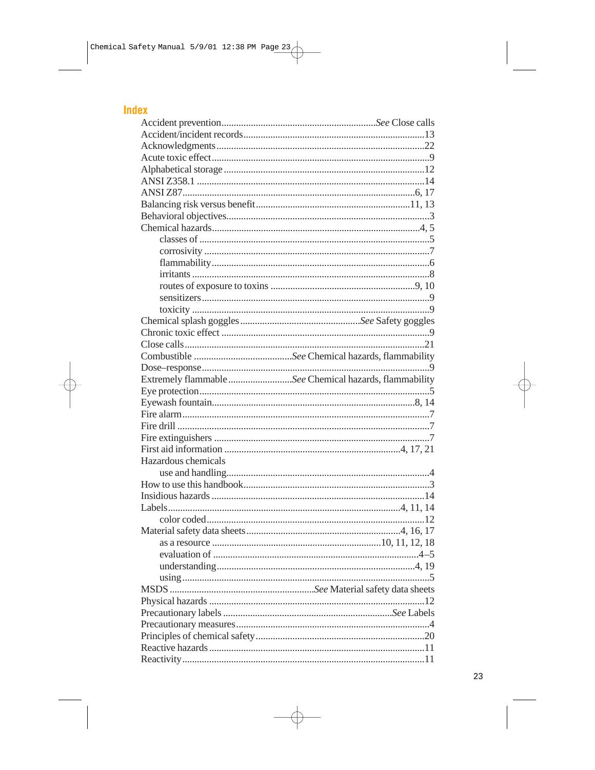## Index

- Accident prevention .......... *See* Close calls
- Accident/incident records .......... 13
- Acknowledgments .......... 22
- Acute toxic effect .......... 9
- Alphabetical storage .......... 12
- ANSI Z358.1 .......... 14
- ANSI Z87 .......... 6, 17
- Balancing risk versus benefit .......... 11, 13
- Behavioral objectives .......... 3
- Chemical hazards .......... 4, 5
  - classes of .......... 5
  - corrosivity .......... 7
  - flammability .......... 6
  - irritants .......... 8
  - routes of exposure to toxins .......... 9, 10
  - sensitizers .......... 9
  - toxicity .......... 9
- Chemical splash goggles .......... *See* Safety goggles
- Chronic toxic effect .......... 9
- Close calls .......... 21
- Combustible .......... *See* Chemical hazards, flammability
- Dose–response .......... 9
- Extremely flammable .......... *See* Chemical hazards, flammability
- Eye protection .......... 5
- Eyewash fountain .......... 8, 14
- Fire alarm .......... 7
- Fire drill .......... 7
- Fire extinguishers .......... 7
- First aid information .......... 4, 17, 21
- Hazardous chemicals
  - use and handling .......... 4
- How to use this handbook .......... 3
- Insidious hazards .......... 14
- Labels .......... 4, 11, 14
  - color coded .......... 12
- Material safety data sheets .......... 4, 16, 17
  - as a resource .......... 10, 11, 12, 18
  - evaluation of .......... 4–5
  - understanding .......... 4, 19
  - using .......... 5
- MSDS .......... *See* Material safety data sheets
- Physical hazards .......... 12
- Precautionary labels .......... *See* Labels
- Precautionary measures .......... 4
- Principles of chemical safety .......... 20
- Reactive hazards .......... 11
- Reactivity .......... 11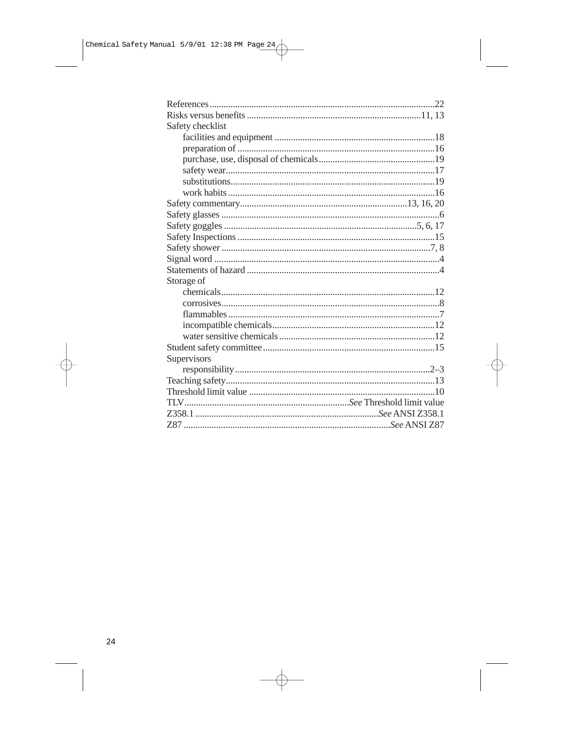References ...22
Risks versus benefits ...11, 13
Safety checklist
- facilities and equipment ...18
- preparation of ...16
- purchase, use, disposal of chemicals ...19
- safety wear ...17
- substitutions ...19
- work habits ...16

Safety commentary ...13, 16, 20
Safety glasses ...6
Safety goggles ...5, 6, 17
Safety Inspections ...15
Safety shower ...7, 8
Signal word ...4
Statements of hazard ...4
Storage of
- chemicals ...12
- corrosives ...8
- flammables ...7
- incompatible chemicals ...12
- water sensitive chemicals ...12

Student safety committee ...15
Supervisors
- responsibility ...2–3

Teaching safety ...13
Threshold limit value ...10
TLV ...*See* Threshold limit value
Z358.1 ...*See* ANSI Z358.1
Z87 ...*See* ANSI Z87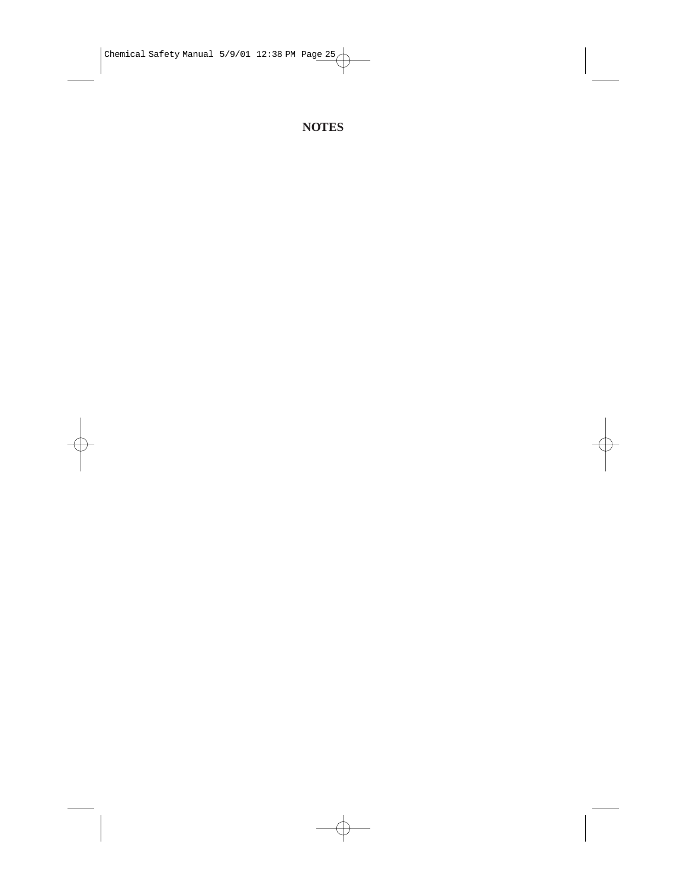# NOTES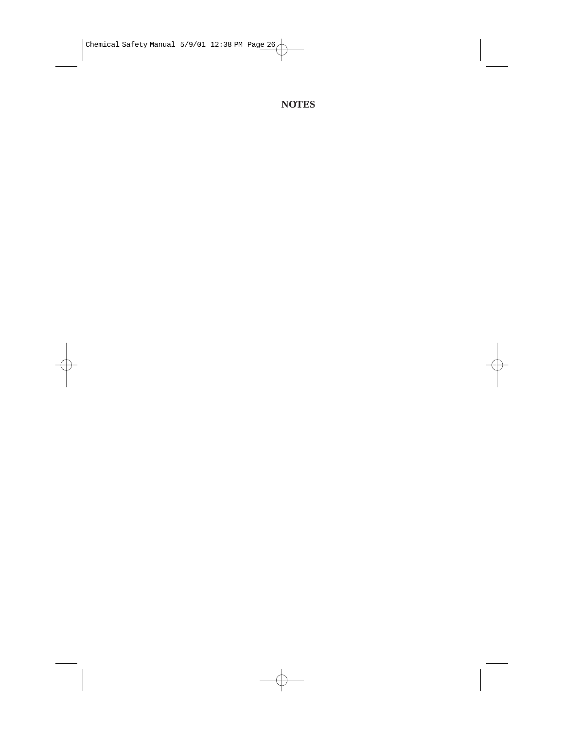## NOTES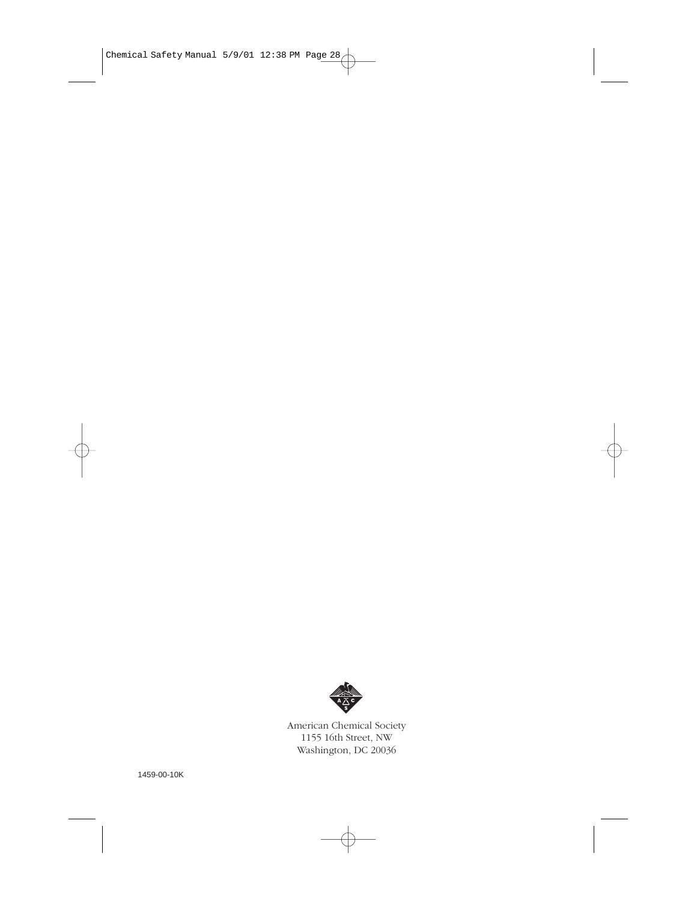American Chemical Society
1155 16th Street, NW
Washington, DC 20036

1459-00-10K